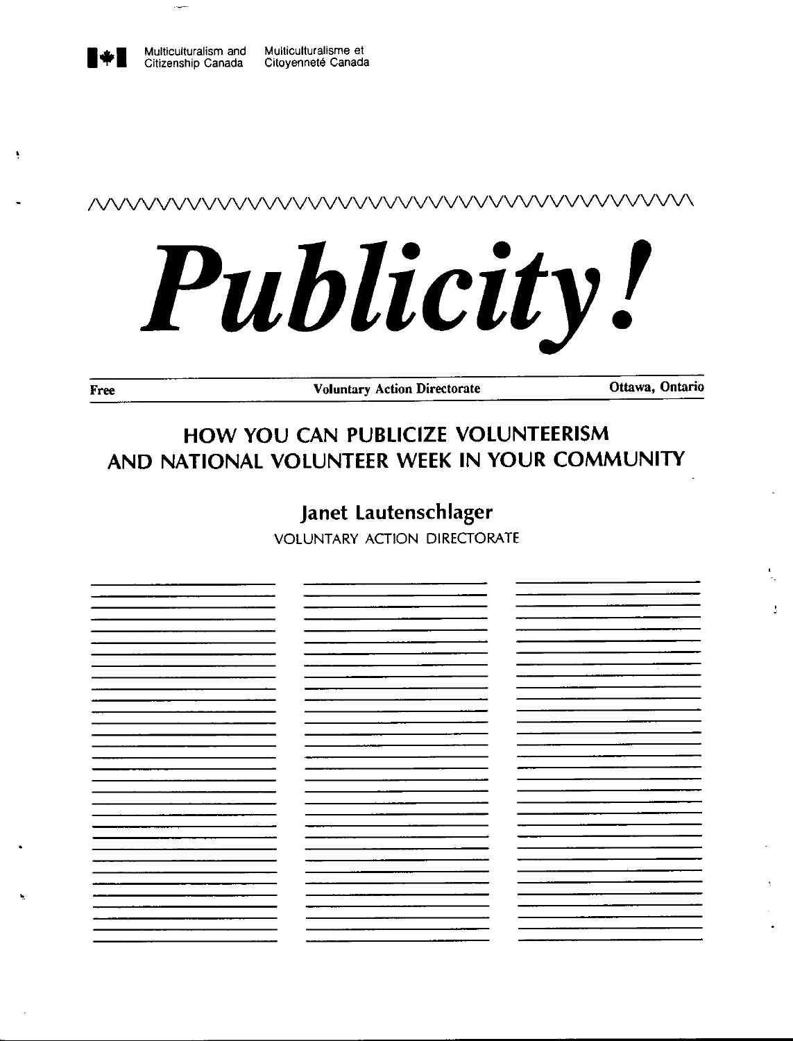Multiculturalism and Citizenship Canada | Multiculturalisme et Citoyenneté Canada

# *Publicity!*

**Free** | **Voluntary Action Directorate** | **Ottawa, Ontario**

## HOW YOU CAN PUBLICIZE VOLUNTEERISM AND NATIONAL VOLUNTEER WEEK IN YOUR COMMUNITY

### Janet Lautenschlager

VOLUNTARY ACTION DIRECTORATE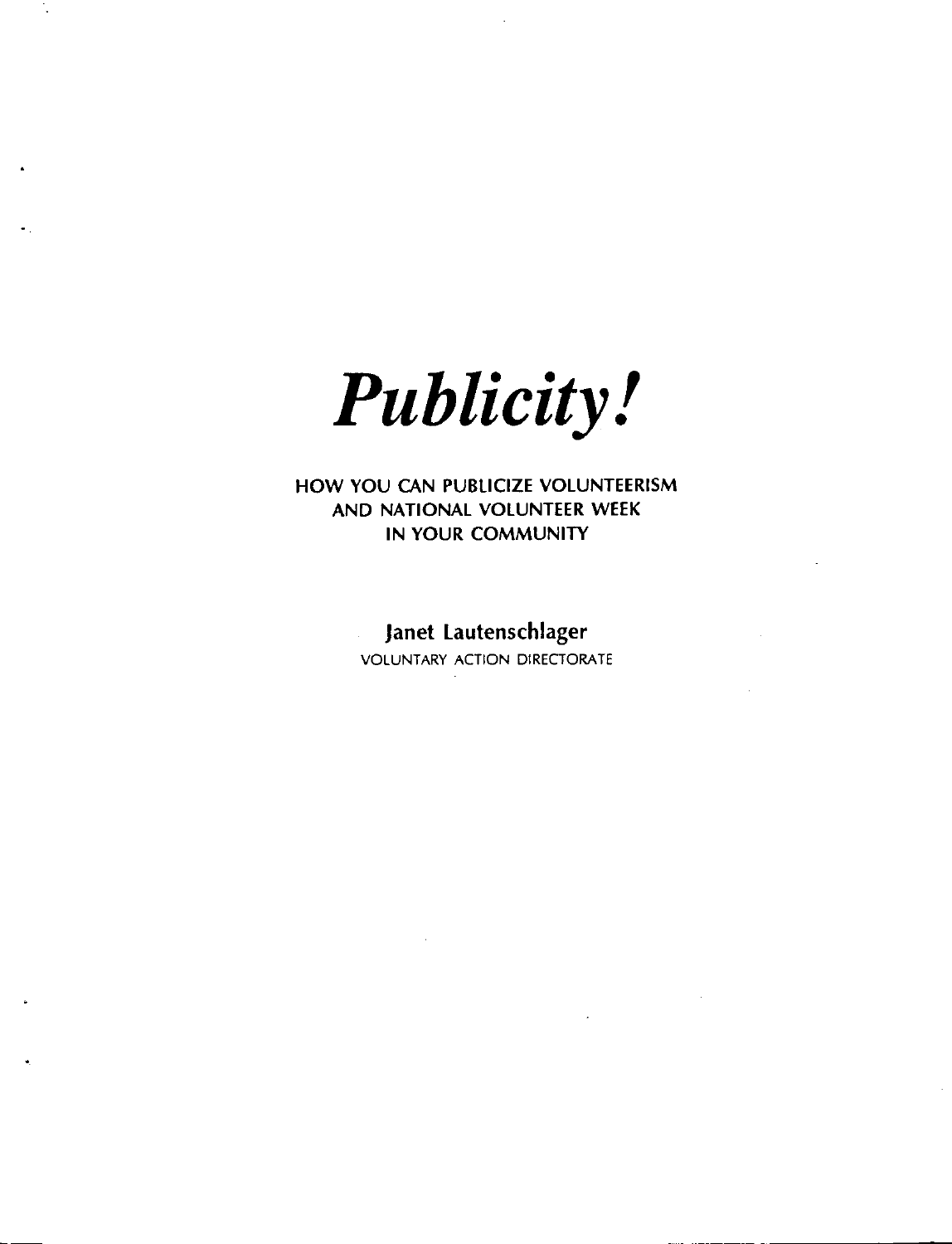# *Publicity!*

HOW YOU CAN PUBLICIZE VOLUNTEERISM AND NATIONAL VOLUNTEER WEEK IN YOUR COMMUNITY

**Janet Lautenschlager**

VOLUNTARY ACTION DIRECTORATE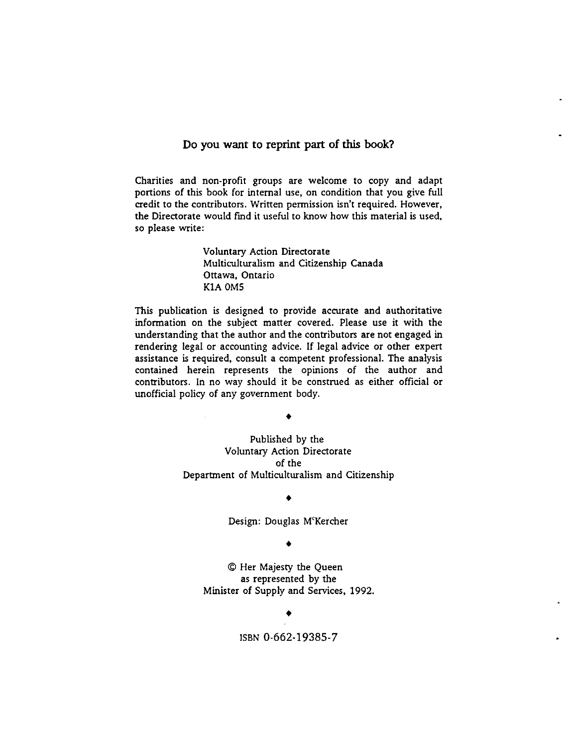## Do you want to reprint part of this book?

Charities and non-profit groups are welcome to copy and adapt portions of this book for internal use, on condition that you give full credit to the contributors. Written permission isn't required. However, the Directorate would find it useful to know how this material is used, so please write:

Voluntary Action Directorate
Multiculturalism and Citizenship Canada
Ottawa, Ontario
K1A 0M5

This publication is designed to provide accurate and authoritative information on the subject matter covered. Please use it with the understanding that the author and the contributors are not engaged in rendering legal or accounting advice. If legal advice or other expert assistance is required, consult a competent professional. The analysis contained herein represents the opinions of the author and contributors. In no way should it be construed as either official or unofficial policy of any government body.

◆

Published by the
Voluntary Action Directorate
of the
Department of Multiculturalism and Citizenship

◆

Design: Douglas McKercher

◆

© Her Majesty the Queen
as represented by the
Minister of Supply and Services, 1992.

◆

ISBN 0-662-19385-7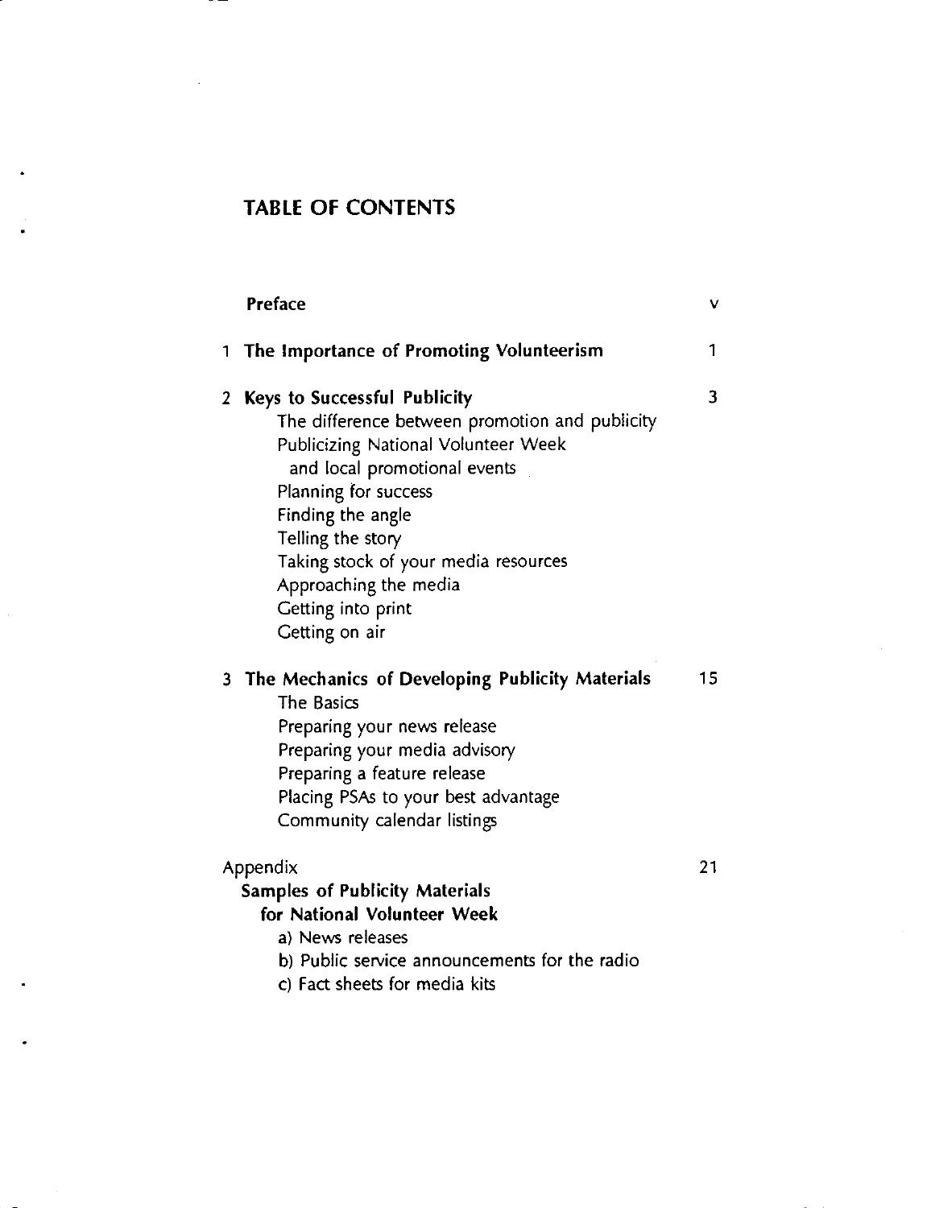## TABLE OF CONTENTS

| | |
|---|---|
| **Preface** | v |
| 1 **The Importance of Promoting Volunteerism** | 1 |
| 2 **Keys to Successful Publicity** | 3 |
| The difference between promotion and publicity | |
| Publicizing National Volunteer Week and local promotional events | |
| Planning for success | |
| Finding the angle | |
| Telling the story | |
| Taking stock of your media resources | |
| Approaching the media | |
| Getting into print | |
| Getting on air | |
| 3 **The Mechanics of Developing Publicity Materials** | 15 |
| The Basics | |
| Preparing your news release | |
| Preparing your media advisory | |
| Preparing a feature release | |
| Placing PSAs to your best advantage | |
| Community calendar listings | |
| Appendix | 21 |
| **Samples of Publicity Materials for National Volunteer Week** | |
| a) News releases | |
| b) Public service announcements for the radio | |
| c) Fact sheets for media kits | |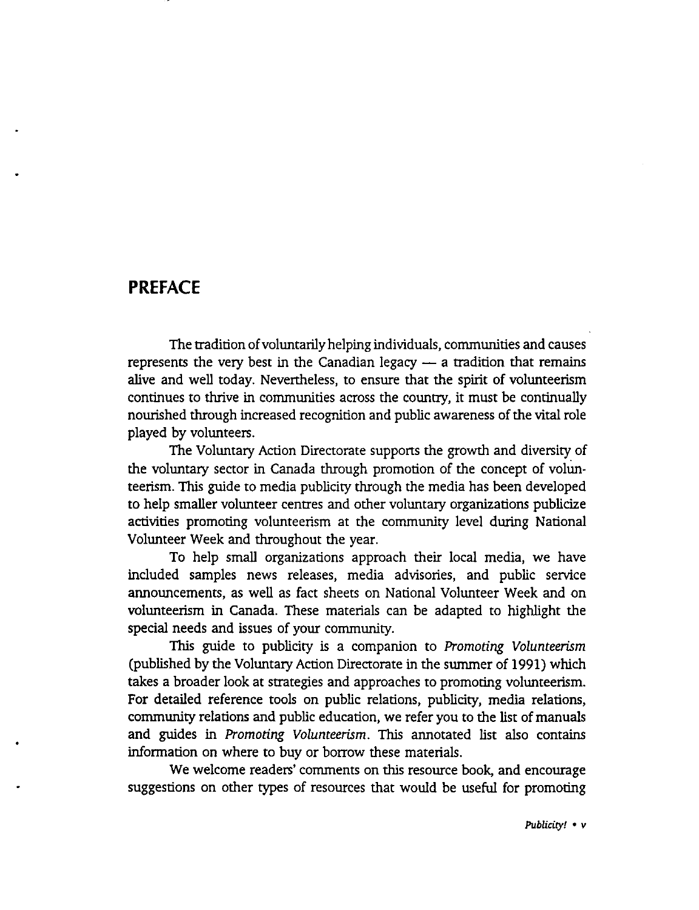# PREFACE

The tradition of voluntarily helping individuals, communities and causes represents the very best in the Canadian legacy — a tradition that remains alive and well today. Nevertheless, to ensure that the spirit of volunteerism continues to thrive in communities across the country, it must be continually nourished through increased recognition and public awareness of the vital role played by volunteers.

The Voluntary Action Directorate supports the growth and diversity of the voluntary sector in Canada through promotion of the concept of volunteerism. This guide to media publicity through the media has been developed to help smaller volunteer centres and other voluntary organizations publicize activities promoting volunteerism at the community level during National Volunteer Week and throughout the year.

To help small organizations approach their local media, we have included samples news releases, media advisories, and public service announcements, as well as fact sheets on National Volunteer Week and on volunteerism in Canada. These materials can be adapted to highlight the special needs and issues of your community.

This guide to publicity is a companion to *Promoting Volunteerism* (published by the Voluntary Action Directorate in the summer of 1991) which takes a broader look at strategies and approaches to promoting volunteerism. For detailed reference tools on public relations, publicity, media relations, community relations and public education, we refer you to the list of manuals and guides in *Promoting Volunteerism*. This annotated list also contains information on where to buy or borrow these materials.

We welcome readers' comments on this resource book, and encourage suggestions on other types of resources that would be useful for promoting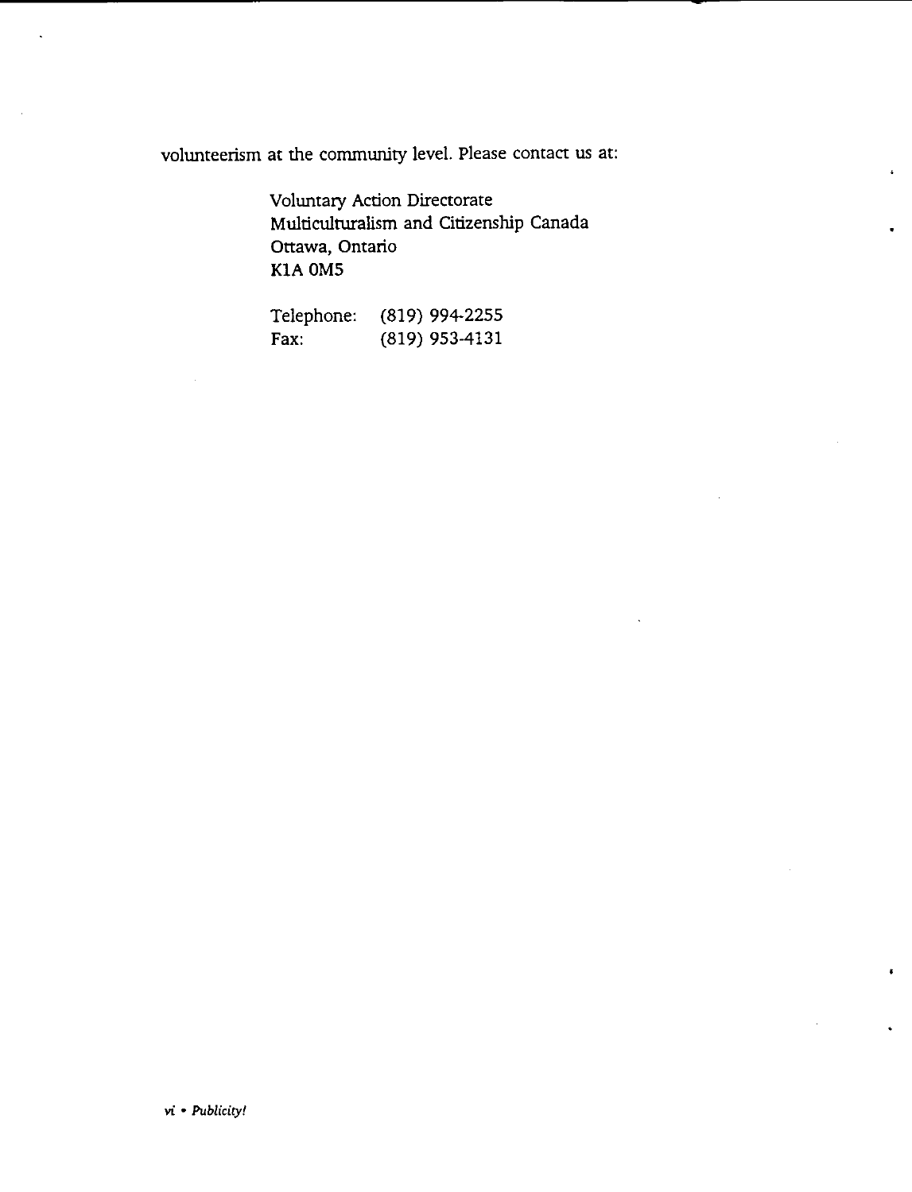volunteerism at the community level. Please contact us at:

Voluntary Action Directorate
Multiculturalism and Citizenship Canada
Ottawa, Ontario
K1A 0M5

| | |
|---|---|
| Telephone: | (819) 994-2255 |
| Fax: | (819) 953-4131 |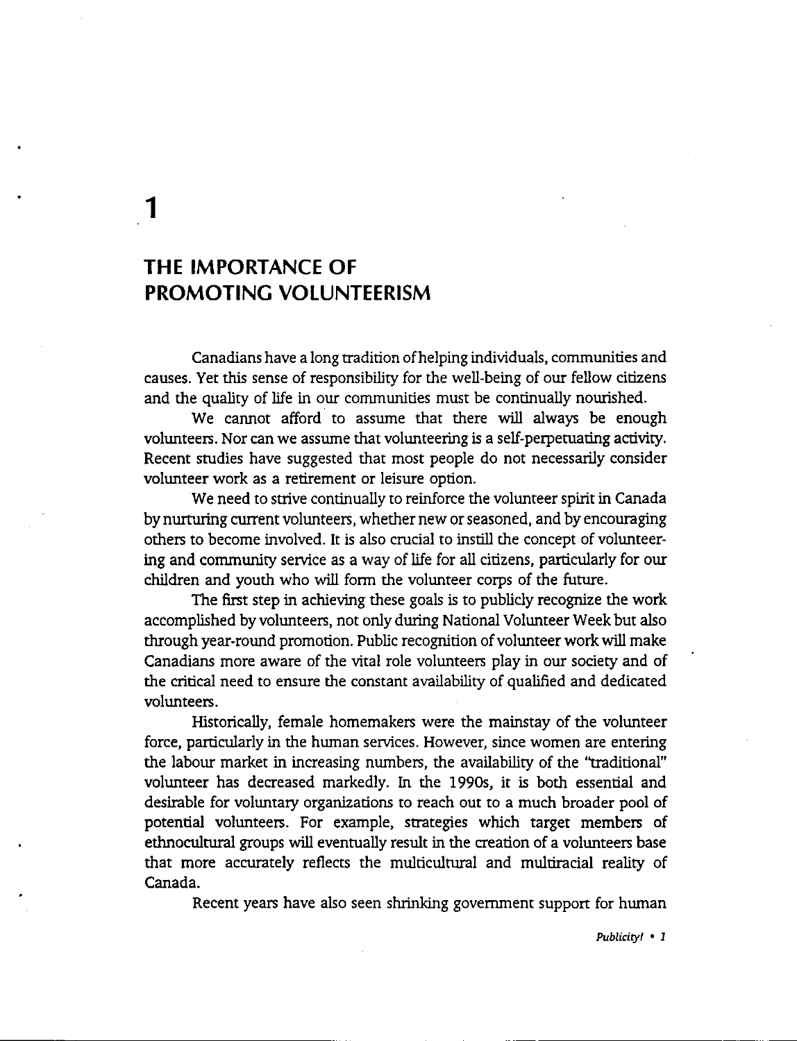# 1

## THE IMPORTANCE OF PROMOTING VOLUNTEERISM

Canadians have a long tradition of helping individuals, communities and causes. Yet this sense of responsibility for the well-being of our fellow citizens and the quality of life in our communities must be continually nourished.

We cannot afford to assume that there will always be enough volunteers. Nor can we assume that volunteering is a self-perpetuating activity. Recent studies have suggested that most people do not necessarily consider volunteer work as a retirement or leisure option.

We need to strive continually to reinforce the volunteer spirit in Canada by nurturing current volunteers, whether new or seasoned, and by encouraging others to become involved. It is also crucial to instill the concept of volunteering and community service as a way of life for all citizens, particularly for our children and youth who will form the volunteer corps of the future.

The first step in achieving these goals is to publicly recognize the work accomplished by volunteers, not only during National Volunteer Week but also through year-round promotion. Public recognition of volunteer work will make Canadians more aware of the vital role volunteers play in our society and of the critical need to ensure the constant availability of qualified and dedicated volunteers.

Historically, female homemakers were the mainstay of the volunteer force, particularly in the human services. However, since women are entering the labour market in increasing numbers, the availability of the "traditional" volunteer has decreased markedly. In the 1990s, it is both essential and desirable for voluntary organizations to reach out to a much broader pool of potential volunteers. For example, strategies which target members of ethnocultural groups will eventually result in the creation of a volunteers base that more accurately reflects the multicultural and multiracial reality of Canada.

Recent years have also seen shrinking government support for human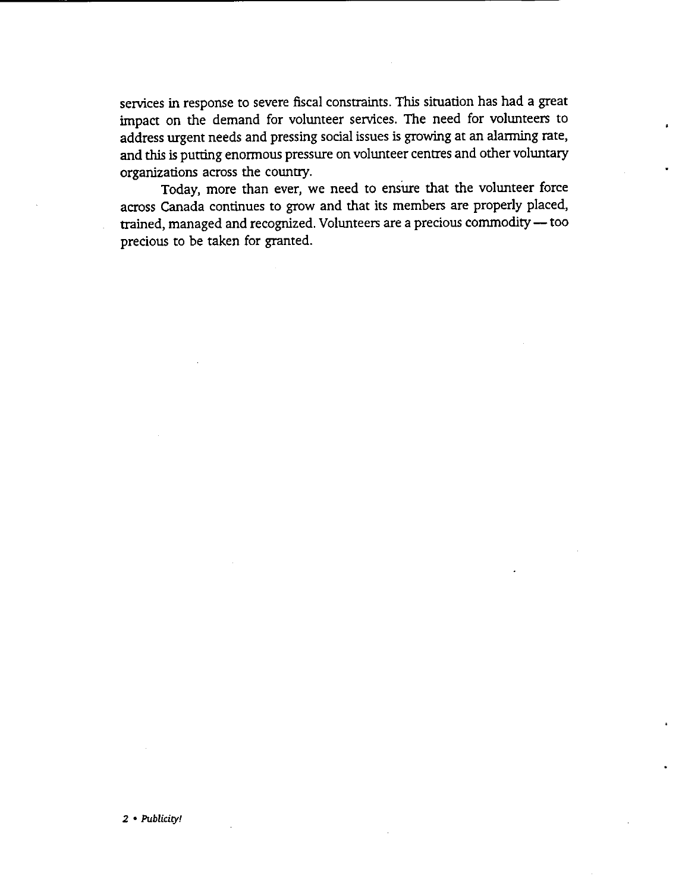services in response to severe fiscal constraints. This situation has had a great impact on the demand for volunteer services. The need for volunteers to address urgent needs and pressing social issues is growing at an alarming rate, and this is putting enormous pressure on volunteer centres and other voluntary organizations across the country.

Today, more than ever, we need to ensure that the volunteer force across Canada continues to grow and that its members are properly placed, trained, managed and recognized. Volunteers are a precious commodity — too precious to be taken for granted.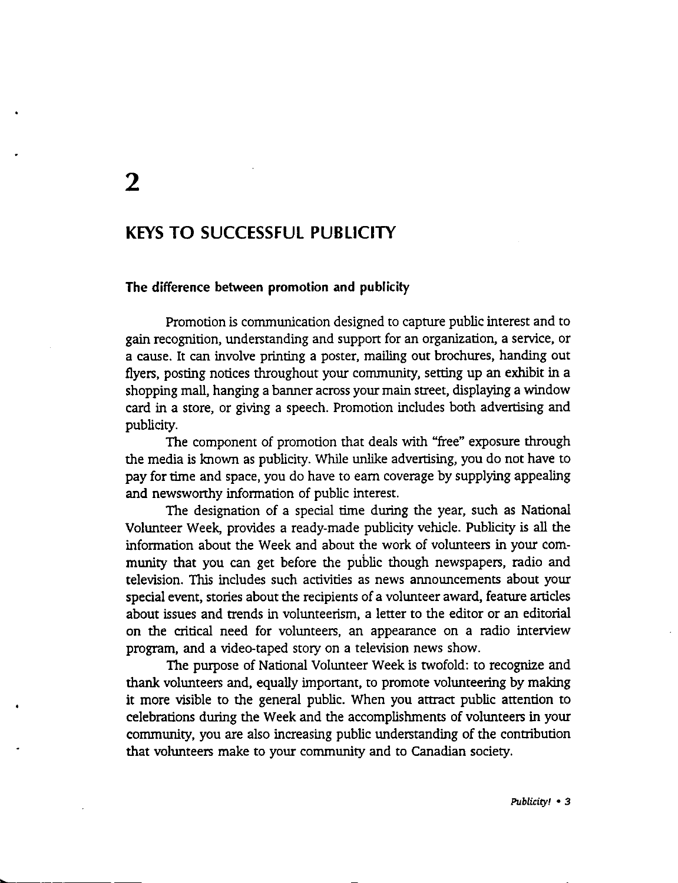# 2

## KEYS TO SUCCESSFUL PUBLICITY

### The difference between promotion and publicity

Promotion is communication designed to capture public interest and to gain recognition, understanding and support for an organization, a service, or a cause. It can involve printing a poster, mailing out brochures, handing out flyers, posting notices throughout your community, setting up an exhibit in a shopping mall, hanging a banner across your main street, displaying a window card in a store, or giving a speech. Promotion includes both advertising and publicity.

The component of promotion that deals with "free" exposure through the media is known as publicity. While unlike advertising, you do not have to pay for time and space, you do have to earn coverage by supplying appealing and newsworthy information of public interest.

The designation of a special time during the year, such as National Volunteer Week, provides a ready-made publicity vehicle. Publicity is all the information about the Week and about the work of volunteers in your community that you can get before the public though newspapers, radio and television. This includes such activities as news announcements about your special event, stories about the recipients of a volunteer award, feature articles about issues and trends in volunteerism, a letter to the editor or an editorial on the critical need for volunteers, an appearance on a radio interview program, and a video-taped story on a television news show.

The purpose of National Volunteer Week is twofold: to recognize and thank volunteers and, equally important, to promote volunteering by making it more visible to the general public. When you attract public attention to celebrations during the Week and the accomplishments of volunteers in your community, you are also increasing public understanding of the contribution that volunteers make to your community and to Canadian society.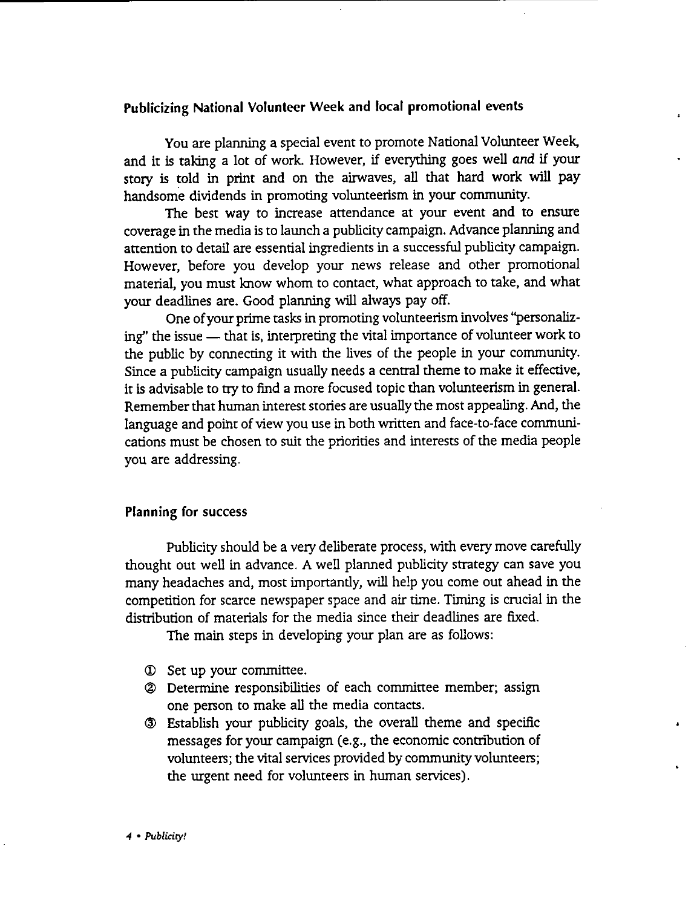## Publicizing National Volunteer Week and local promotional events

You are planning a special event to promote National Volunteer Week, and it is taking a lot of work. However, if everything goes well *and* if your story is told in print and on the airwaves, all that hard work will pay handsome dividends in promoting volunteerism in your community.

The best way to increase attendance at your event and to ensure coverage in the media is to launch a publicity campaign. Advance planning and attention to detail are essential ingredients in a successful publicity campaign. However, before you develop your news release and other promotional material, you must know whom to contact, what approach to take, and what your deadlines are. Good planning will always pay off.

One of your prime tasks in promoting volunteerism involves "personalizing" the issue — that is, interpreting the vital importance of volunteer work to the public by connecting it with the lives of the people in your community. Since a publicity campaign usually needs a central theme to make it effective, it is advisable to try to find a more focused topic than volunteerism in general. Remember that human interest stories are usually the most appealing. And, the language and point of view you use in both written and face-to-face communications must be chosen to suit the priorities and interests of the media people you are addressing.

## Planning for success

Publicity should be a very deliberate process, with every move carefully thought out well in advance. A well planned publicity strategy can save you many headaches and, most importantly, will help you come out ahead in the competition for scarce newspaper space and air time. Timing is crucial in the distribution of materials for the media since their deadlines are fixed.

The main steps in developing your plan are as follows:

① Set up your committee.

② Determine responsibilities of each committee member; assign one person to make all the media contacts.

③ Establish your publicity goals, the overall theme and specific messages for your campaign (e.g., the economic contribution of volunteers; the vital services provided by community volunteers; the urgent need for volunteers in human services).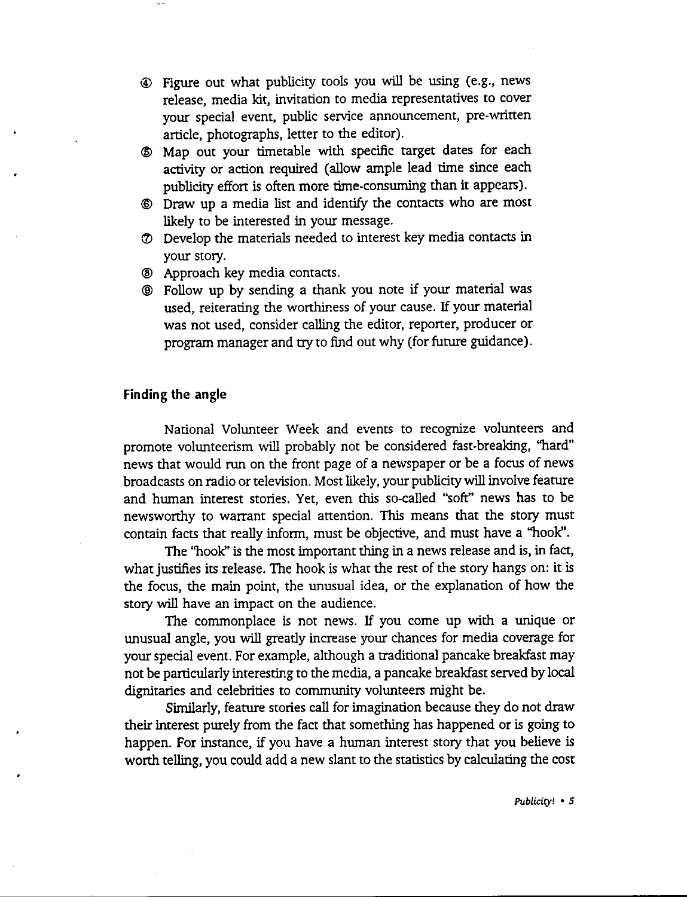4. Figure out what publicity tools you will be using (e.g., news release, media kit, invitation to media representatives to cover your special event, public service announcement, pre-written article, photographs, letter to the editor).
5. Map out your timetable with specific target dates for each activity or action required (allow ample lead time since each publicity effort is often more time-consuming than it appears).
6. Draw up a media list and identify the contacts who are most likely to be interested in your message.
7. Develop the materials needed to interest key media contacts in your story.
8. Approach key media contacts.
9. Follow up by sending a thank you note if your material was used, reiterating the worthiness of your cause. If your material was not used, consider calling the editor, reporter, producer or program manager and try to find out why (for future guidance).

## Finding the angle

National Volunteer Week and events to recognize volunteers and promote volunteerism will probably not be considered fast-breaking, "hard" news that would run on the front page of a newspaper or be a focus of news broadcasts on radio or television. Most likely, your publicity will involve feature and human interest stories. Yet, even this so-called "soft" news has to be newsworthy to warrant special attention. This means that the story must contain facts that really inform, must be objective, and must have a "hook".

The "hook" is the most important thing in a news release and is, in fact, what justifies its release. The hook is what the rest of the story hangs on: it is the focus, the main point, the unusual idea, or the explanation of how the story will have an impact on the audience.

The commonplace is not news. If you come up with a unique or unusual angle, you will greatly increase your chances for media coverage for your special event. For example, although a traditional pancake breakfast may not be particularly interesting to the media, a pancake breakfast served by local dignitaries and celebrities to community volunteers might be.

Similarly, feature stories call for imagination because they do not draw their interest purely from the fact that something has happened or is going to happen. For instance, if you have a human interest story that you believe is worth telling, you could add a new slant to the statistics by calculating the cost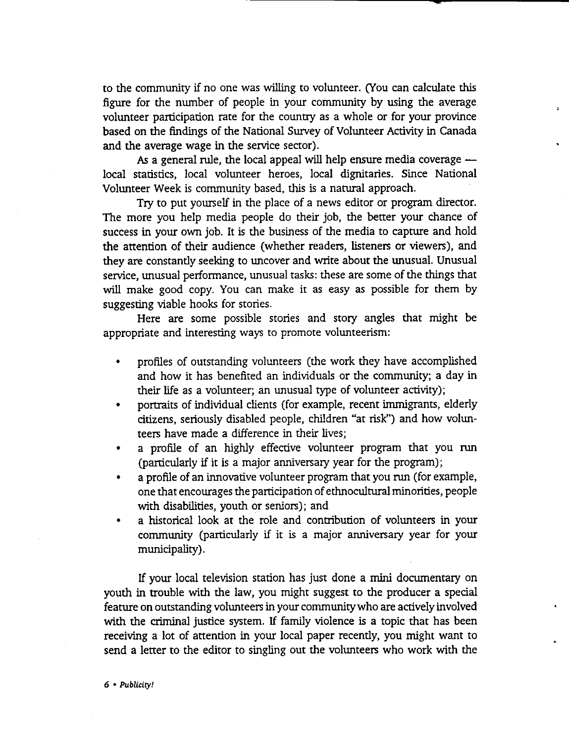to the community if no one was willing to volunteer. (You can calculate this figure for the number of people in your community by using the average volunteer participation rate for the country as a whole or for your province based on the findings of the National Survey of Volunteer Activity in Canada and the average wage in the service sector).

As a general rule, the local appeal will help ensure media coverage — local statistics, local volunteer heroes, local dignitaries. Since National Volunteer Week is community based, this is a natural approach.

Try to put yourself in the place of a news editor or program director. The more you help media people do their job, the better your chance of success in your own job. It is the business of the media to capture and hold the attention of their audience (whether readers, listeners or viewers), and they are constantly seeking to uncover and write about the unusual. Unusual service, unusual performance, unusual tasks: these are some of the things that will make good copy. You can make it as easy as possible for them by suggesting viable hooks for stories.

Here are some possible stories and story angles that might be appropriate and interesting ways to promote volunteerism:

- profiles of outstanding volunteers (the work they have accomplished and how it has benefited an individuals or the community; a day in their life as a volunteer; an unusual type of volunteer activity);
- portraits of individual clients (for example, recent immigrants, elderly citizens, seriously disabled people, children "at risk") and how volunteers have made a difference in their lives;
- a profile of an highly effective volunteer program that you run (particularly if it is a major anniversary year for the program);
- a profile of an innovative volunteer program that you run (for example, one that encourages the participation of ethnocultural minorities, people with disabilities, youth or seniors); and
- a historical look at the role and contribution of volunteers in your community (particularly if it is a major anniversary year for your municipality).

If your local television station has just done a mini documentary on youth in trouble with the law, you might suggest to the producer a special feature on outstanding volunteers in your community who are actively involved with the criminal justice system. If family violence is a topic that has been receiving a lot of attention in your local paper recently, you might want to send a letter to the editor to singling out the volunteers who work with the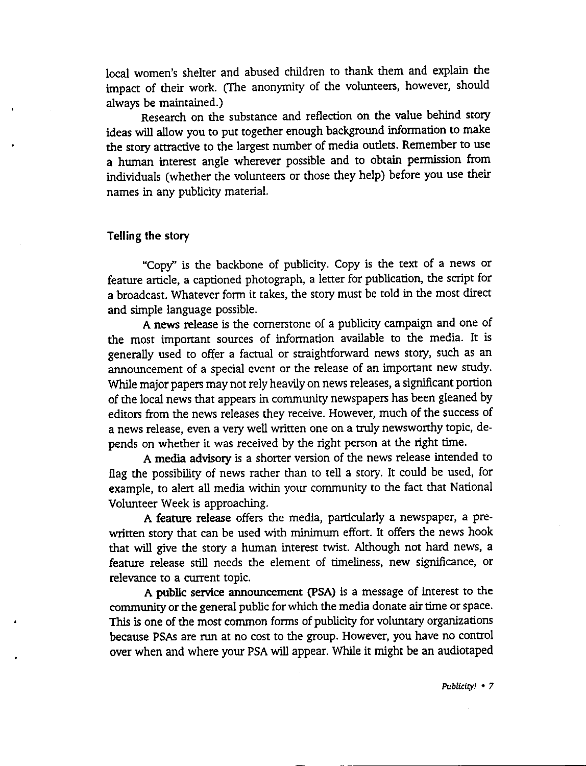local women's shelter and abused children to thank them and explain the impact of their work. (The anonymity of the volunteers, however, should always be maintained.)

Research on the substance and reflection on the value behind story ideas will allow you to put together enough background information to make the story attractive to the largest number of media outlets. Remember to use a human interest angle wherever possible and to obtain permission from individuals (whether the volunteers or those they help) before you use their names in any publicity material.

## Telling the story

"Copy" is the backbone of publicity. Copy is the text of a news or feature article, a captioned photograph, a letter for publication, the script for a broadcast. Whatever form it takes, the story must be told in the most direct and simple language possible.

A **news release** is the cornerstone of a publicity campaign and one of the most important sources of information available to the media. It is generally used to offer a factual or straightforward news story, such as an announcement of a special event or the release of an important new study. While major papers may not rely heavily on news releases, a significant portion of the local news that appears in community newspapers has been gleaned by editors from the news releases they receive. However, much of the success of a news release, even a very well written one on a truly newsworthy topic, depends on whether it was received by the right person at the right time.

A **media advisory** is a shorter version of the news release intended to flag the possibility of news rather than to tell a story. It could be used, for example, to alert all media within your community to the fact that National Volunteer Week is approaching.

A **feature release** offers the media, particularly a newspaper, a prewritten story that can be used with minimum effort. It offers the news hook that will give the story a human interest twist. Although not hard news, a feature release still needs the element of timeliness, new significance, or relevance to a current topic.

A **public service announcement (PSA)** is a message of interest to the community or the general public for which the media donate air time or space. This is one of the most common forms of publicity for voluntary organizations because PSAs are run at no cost to the group. However, you have no control over when and where your PSA will appear. While it might be an audiotaped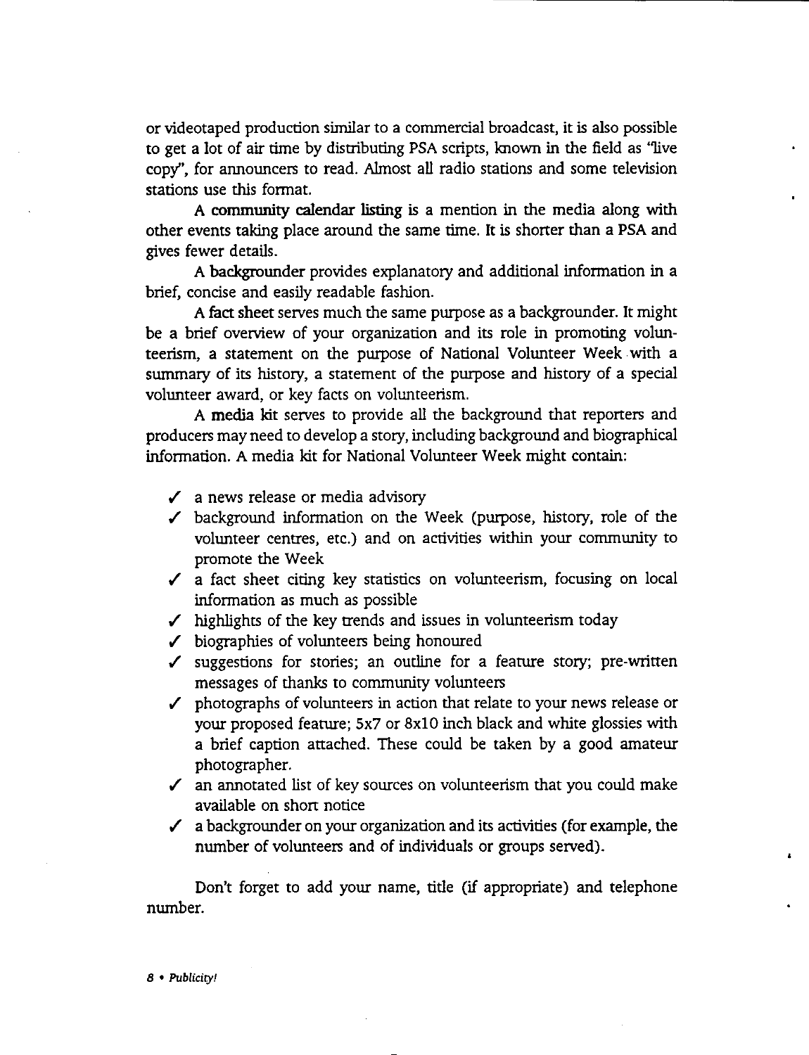or videotaped production similar to a commercial broadcast, it is also possible to get a lot of air time by distributing PSA scripts, known in the field as "live copy", for announcers to read. Almost all radio stations and some television stations use this format.

A **community calendar listing** is a mention in the media along with other events taking place around the same time. It is shorter than a PSA and gives fewer details.

A **backgrounder** provides explanatory and additional information in a brief, concise and easily readable fashion.

A **fact sheet** serves much the same purpose as a backgrounder. It might be a brief overview of your organization and its role in promoting volunteerism, a statement on the purpose of National Volunteer Week with a summary of its history, a statement of the purpose and history of a special volunteer award, or key facts on volunteerism.

A **media kit** serves to provide all the background that reporters and producers may need to develop a story, including background and biographical information. A media kit for National Volunteer Week might contain:

- ✓ a news release or media advisory
- ✓ background information on the Week (purpose, history, role of the volunteer centres, etc.) and on activities within your community to promote the Week
- ✓ a fact sheet citing key statistics on volunteerism, focusing on local information as much as possible
- ✓ highlights of the key trends and issues in volunteerism today
- ✓ biographies of volunteers being honoured
- ✓ suggestions for stories; an outline for a feature story; pre-written messages of thanks to community volunteers
- ✓ photographs of volunteers in action that relate to your news release or your proposed feature; 5x7 or 8x10 inch black and white glossies with a brief caption attached. These could be taken by a good amateur photographer.
- ✓ an annotated list of key sources on volunteerism that you could make available on short notice
- ✓ a backgrounder on your organization and its activities (for example, the number of volunteers and of individuals or groups served).

Don't forget to add your name, title (if appropriate) and telephone number.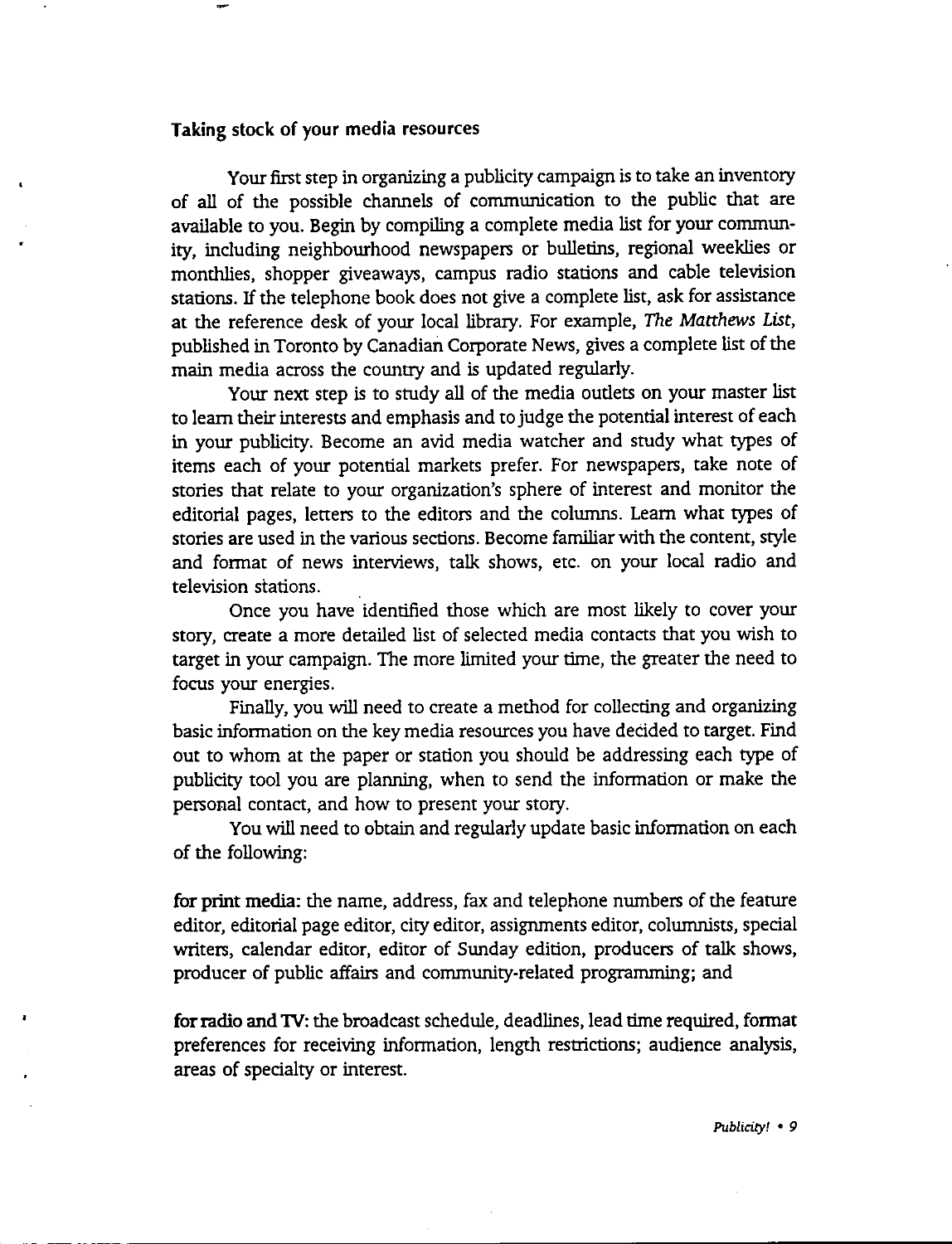## Taking stock of your media resources

Your first step in organizing a publicity campaign is to take an inventory of all of the possible channels of communication to the public that are available to you. Begin by compiling a complete media list for your community, including neighbourhood newspapers or bulletins, regional weeklies or monthlies, shopper giveaways, campus radio stations and cable television stations. If the telephone book does not give a complete list, ask for assistance at the reference desk of your local library. For example, *The Matthews List*, published in Toronto by Canadian Corporate News, gives a complete list of the main media across the country and is updated regularly.

Your next step is to study all of the media outlets on your master list to learn their interests and emphasis and to judge the potential interest of each in your publicity. Become an avid media watcher and study what types of items each of your potential markets prefer. For newspapers, take note of stories that relate to your organization's sphere of interest and monitor the editorial pages, letters to the editors and the columns. Learn what types of stories are used in the various sections. Become familiar with the content, style and format of news interviews, talk shows, etc. on your local radio and television stations.

Once you have identified those which are most likely to cover your story, create a more detailed list of selected media contacts that you wish to target in your campaign. The more limited your time, the greater the need to focus your energies.

Finally, you will need to create a method for collecting and organizing basic information on the key media resources you have decided to target. Find out to whom at the paper or station you should be addressing each type of publicity tool you are planning, when to send the information or make the personal contact, and how to present your story.

You will need to obtain and regularly update basic information on each of the following:

**for print media**: the name, address, fax and telephone numbers of the feature editor, editorial page editor, city editor, assignments editor, columnists, special writers, calendar editor, editor of Sunday edition, producers of talk shows, producer of public affairs and community-related programming; and

**for radio and TV**: the broadcast schedule, deadlines, lead time required, format preferences for receiving information, length restrictions; audience analysis, areas of specialty or interest.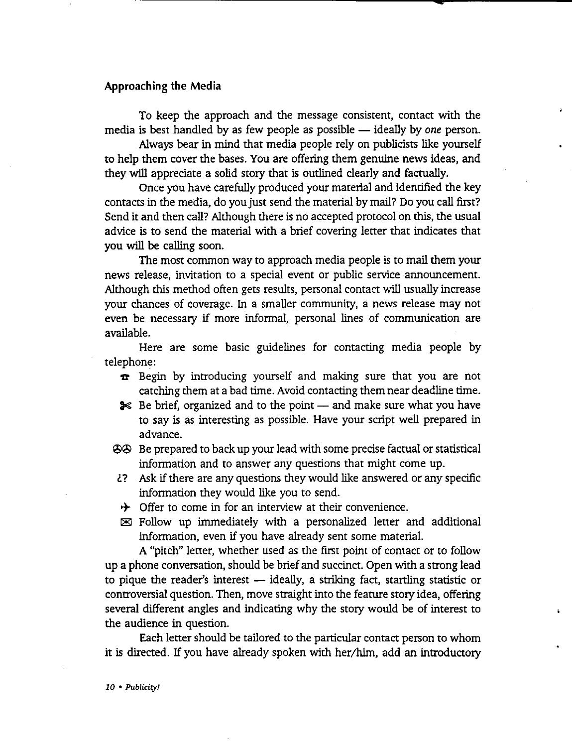## Approaching the Media

To keep the approach and the message consistent, contact with the media is best handled by as few people as possible — ideally by *one* person.

Always bear in mind that media people rely on publicists like yourself to help them cover the bases. You are offering them genuine news ideas, and they will appreciate a solid story that is outlined clearly and factually.

Once you have carefully produced your material and identified the key contacts in the media, do you just send the material by mail? Do you call first? Send it and then call? Although there is no accepted protocol on this, the usual advice is to send the material with a brief covering letter that indicates that you will be calling soon.

The most common way to approach media people is to mail them your news release, invitation to a special event or public service announcement. Although this method often gets results, personal contact will usually increase your chances of coverage. In a smaller community, a news release may not even be necessary if more informal, personal lines of communication are available.

Here are some basic guidelines for contacting media people by telephone:

- ☎ Begin by introducing yourself and making sure that you are not catching them at a bad time. Avoid contacting them near deadline time.
- ✂ Be brief, organized and to the point — and make sure what you have to say is as interesting as possible. Have your script well prepared in advance.
- ☮☮ Be prepared to back up your lead with some precise factual or statistical information and to answer any questions that might come up.
- ¿? Ask if there are any questions they would like answered or any specific information they would like you to send.
- ✈ Offer to come in for an interview at their convenience.
- ✉ Follow up immediately with a personalized letter and additional information, even if you have already sent some material.

A "pitch" letter, whether used as the first point of contact or to follow up a phone conversation, should be brief and succinct. Open with a strong lead to pique the reader's interest — ideally, a striking fact, startling statistic or controversial question. Then, move straight into the feature story idea, offering several different angles and indicating why the story would be of interest to the audience in question.

Each letter should be tailored to the particular contact person to whom it is directed. If you have already spoken with her/him, add an introductory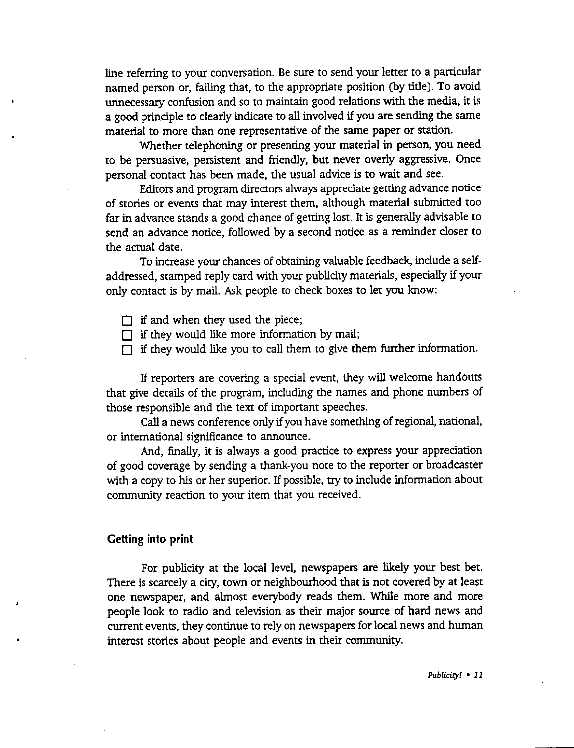line referring to your conversation. Be sure to send your letter to a particular named person or, failing that, to the appropriate position (by title). To avoid unnecessary confusion and so to maintain good relations with the media, it is a good principle to clearly indicate to all involved if you are sending the same material to more than one representative of the same paper or station.

Whether telephoning or presenting your material in person, you need to be persuasive, persistent and friendly, but never overly aggressive. Once personal contact has been made, the usual advice is to wait and see.

Editors and program directors always appreciate getting advance notice of stories or events that may interest them, although material submitted too far in advance stands a good chance of getting lost. It is generally advisable to send an advance notice, followed by a second notice as a reminder closer to the actual date.

To increase your chances of obtaining valuable feedback, include a self-addressed, stamped reply card with your publicity materials, especially if your only contact is by mail. Ask people to check boxes to let you know:

- ☐ if and when they used the piece;
- ☐ if they would like more information by mail;
- ☐ if they would like you to call them to give them further information.

If reporters are covering a special event, they will welcome handouts that give details of the program, including the names and phone numbers of those responsible and the text of important speeches.

Call a news conference only if you have something of regional, national, or international significance to announce.

And, finally, it is always a good practice to express your appreciation of good coverage by sending a thank-you note to the reporter or broadcaster with a copy to his or her superior. If possible, try to include information about community reaction to your item that you received.

## Getting into print

For publicity at the local level, newspapers are likely your best bet. There is scarcely a city, town or neighbourhood that is not covered by at least one newspaper, and almost everybody reads them. While more and more people look to radio and television as their major source of hard news and current events, they continue to rely on newspapers for local news and human interest stories about people and events in their community.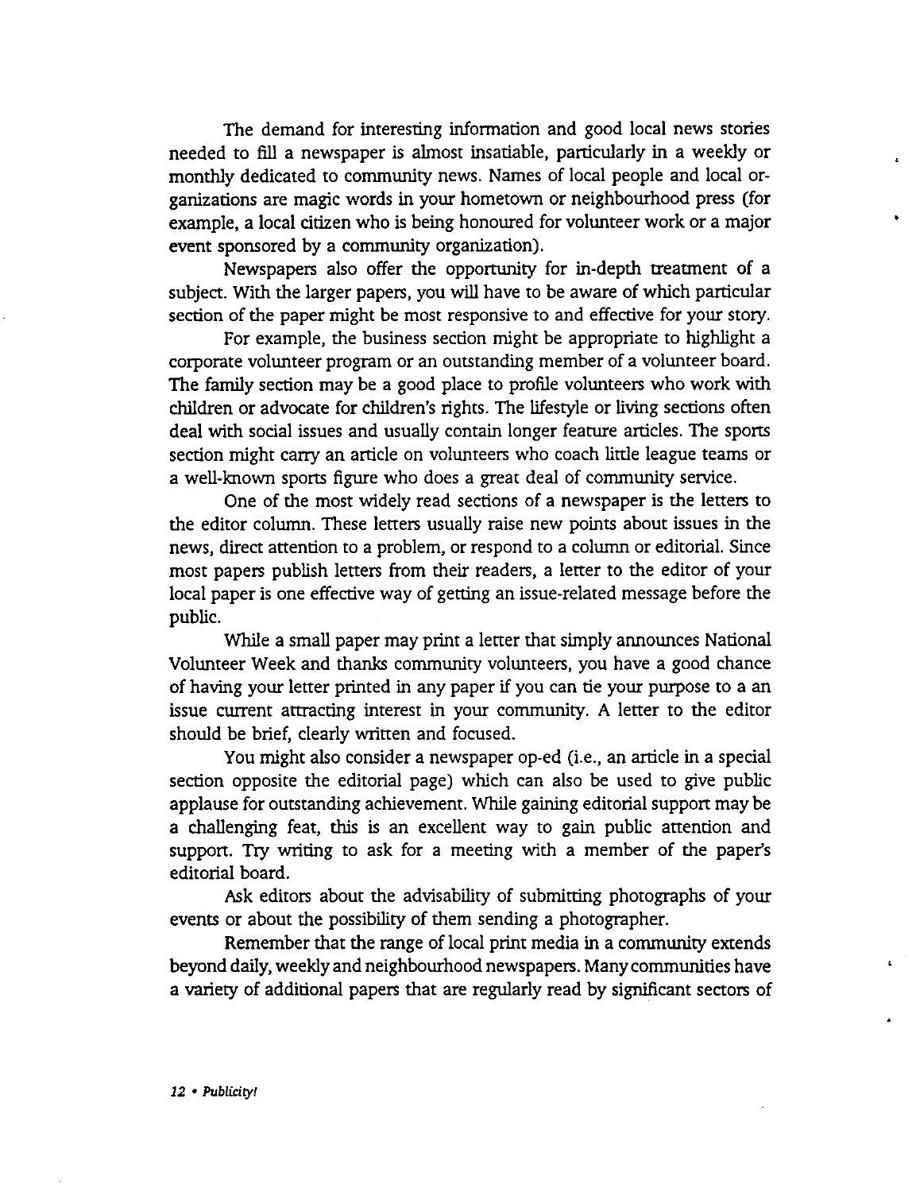The demand for interesting information and good local news stories needed to fill a newspaper is almost insatiable, particularly in a weekly or monthly dedicated to community news. Names of local people and local organizations are magic words in your hometown or neighbourhood press (for example, a local citizen who is being honoured for volunteer work or a major event sponsored by a community organization).

Newspapers also offer the opportunity for in-depth treatment of a subject. With the larger papers, you will have to be aware of which particular section of the paper might be most responsive to and effective for your story.

For example, the business section might be appropriate to highlight a corporate volunteer program or an outstanding member of a volunteer board. The family section may be a good place to profile volunteers who work with children or advocate for children's rights. The lifestyle or living sections often deal with social issues and usually contain longer feature articles. The sports section might carry an article on volunteers who coach little league teams or a well-known sports figure who does a great deal of community service.

One of the most widely read sections of a newspaper is the letters to the editor column. These letters usually raise new points about issues in the news, direct attention to a problem, or respond to a column or editorial. Since most papers publish letters from their readers, a letter to the editor of your local paper is one effective way of getting an issue-related message before the public.

While a small paper may print a letter that simply announces National Volunteer Week and thanks community volunteers, you have a good chance of having your letter printed in any paper if you can tie your purpose to a an issue current attracting interest in your community. A letter to the editor should be brief, clearly written and focused.

You might also consider a newspaper op-ed (i.e., an article in a special section opposite the editorial page) which can also be used to give public applause for outstanding achievement. While gaining editorial support may be a challenging feat, this is an excellent way to gain public attention and support. Try writing to ask for a meeting with a member of the paper's editorial board.

Ask editors about the advisability of submitting photographs of your events or about the possibility of them sending a photographer.

Remember that the range of local print media in a community extends beyond daily, weekly and neighbourhood newspapers. Many communities have a variety of additional papers that are regularly read by significant sectors of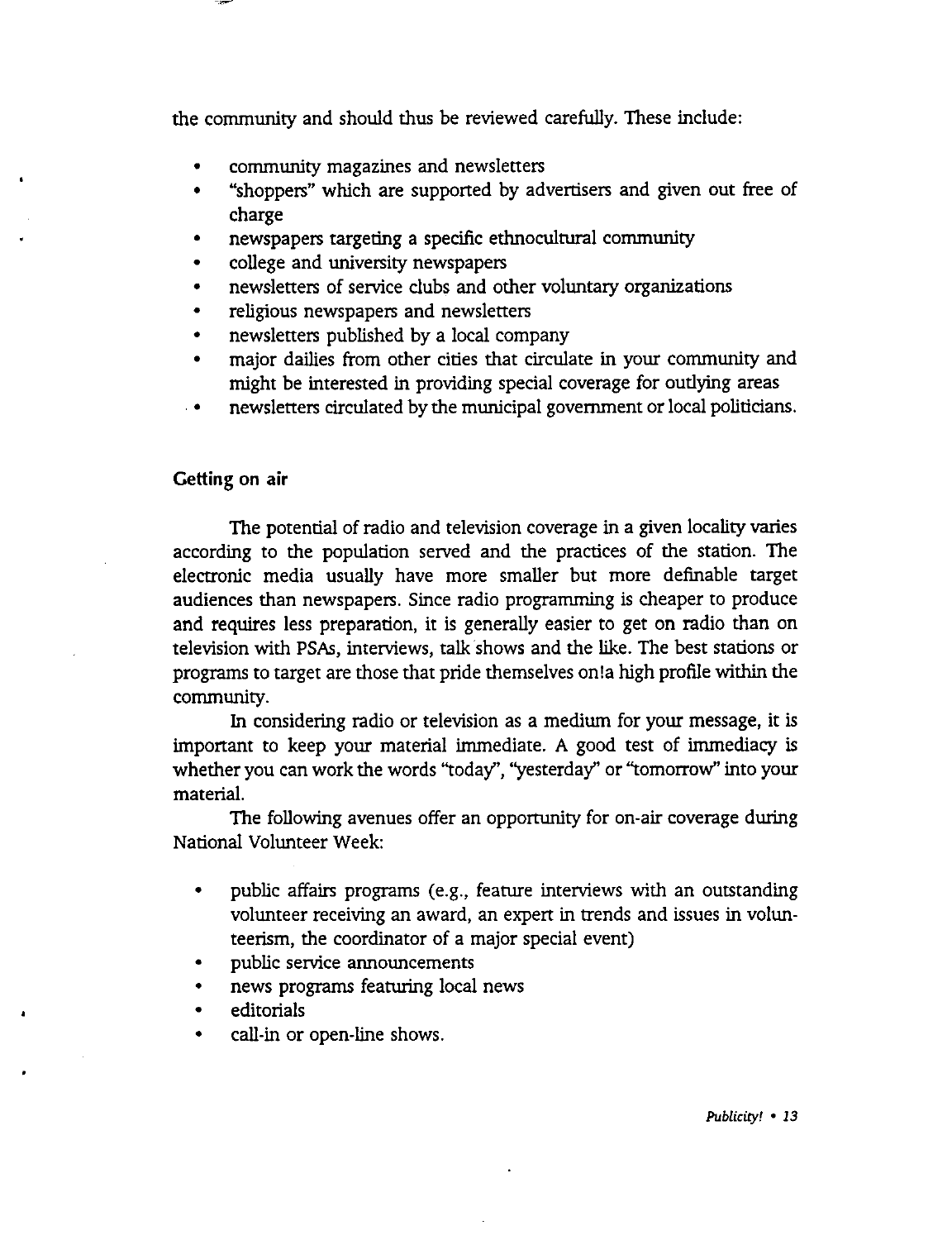the community and should thus be reviewed carefully. These include:

- community magazines and newsletters
- "shoppers" which are supported by advertisers and given out free of charge
- newspapers targeting a specific ethnocultural community
- college and university newspapers
- newsletters of service clubs and other voluntary organizations
- religious newspapers and newsletters
- newsletters published by a local company
- major dailies from other cities that circulate in your community and might be interested in providing special coverage for outlying areas
- newsletters circulated by the municipal government or local politicians.

## Getting on air

The potential of radio and television coverage in a given locality varies according to the population served and the practices of the station. The electronic media usually have more smaller but more definable target audiences than newspapers. Since radio programming is cheaper to produce and requires less preparation, it is generally easier to get on radio than on television with PSAs, interviews, talk shows and the like. The best stations or programs to target are those that pride themselves on a high profile within the community.

In considering radio or television as a medium for your message, it is important to keep your material immediate. A good test of immediacy is whether you can work the words "today", "yesterday" or "tomorrow" into your material.

The following avenues offer an opportunity for on-air coverage during National Volunteer Week:

- public affairs programs (e.g., feature interviews with an outstanding volunteer receiving an award, an expert in trends and issues in volunteerism, the coordinator of a major special event)
- public service announcements
- news programs featuring local news
- editorials
- call-in or open-line shows.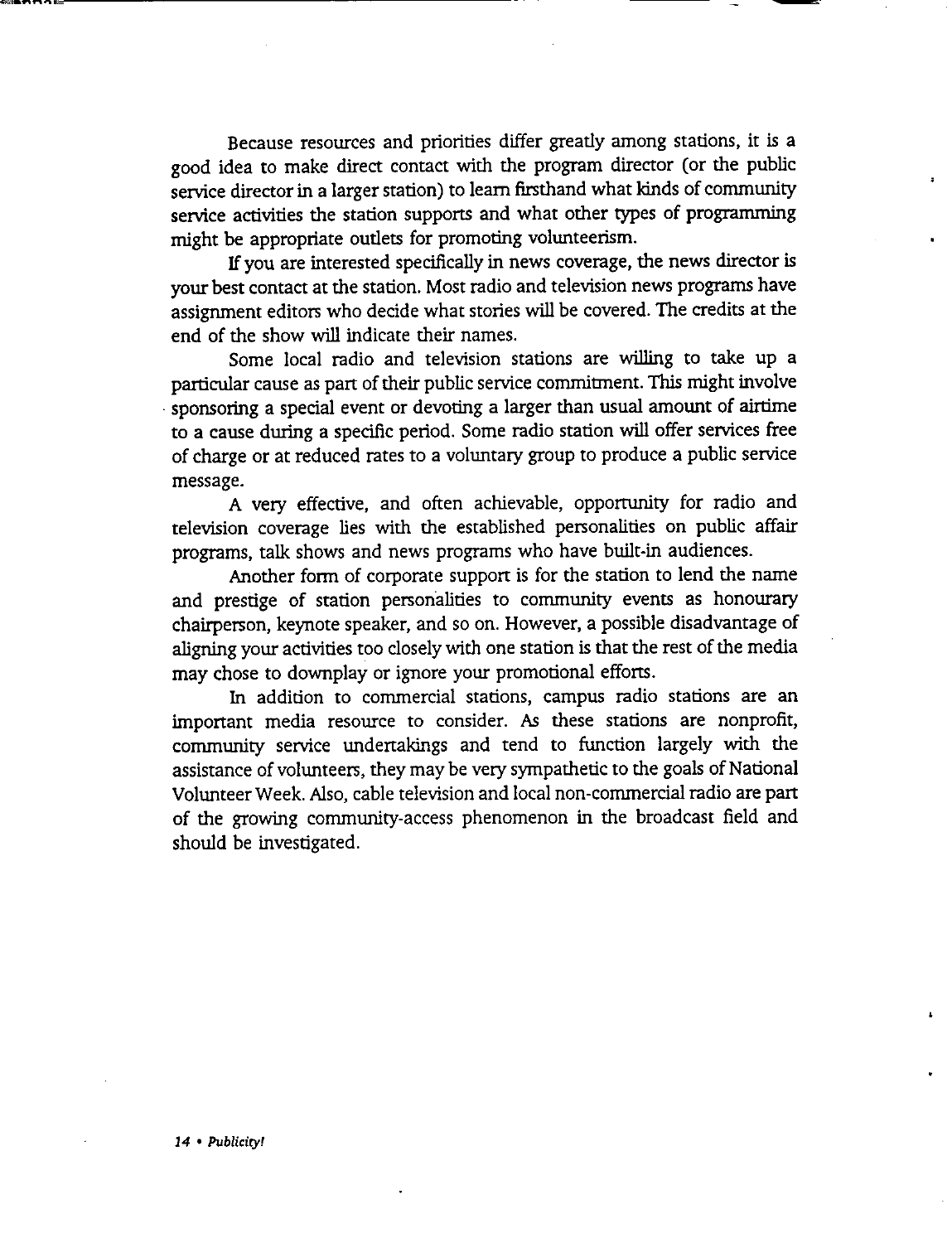Because resources and priorities differ greatly among stations, it is a good idea to make direct contact with the program director (or the public service director in a larger station) to learn firsthand what kinds of community service activities the station supports and what other types of programming might be appropriate outlets for promoting volunteerism.

If you are interested specifically in news coverage, the news director is your best contact at the station. Most radio and television news programs have assignment editors who decide what stories will be covered. The credits at the end of the show will indicate their names.

Some local radio and television stations are willing to take up a particular cause as part of their public service commitment. This might involve sponsoring a special event or devoting a larger than usual amount of airtime to a cause during a specific period. Some radio station will offer services free of charge or at reduced rates to a voluntary group to produce a public service message.

A very effective, and often achievable, opportunity for radio and television coverage lies with the established personalities on public affair programs, talk shows and news programs who have built-in audiences.

Another form of corporate support is for the station to lend the name and prestige of station personalities to community events as honourary chairperson, keynote speaker, and so on. However, a possible disadvantage of aligning your activities too closely with one station is that the rest of the media may chose to downplay or ignore your promotional efforts.

In addition to commercial stations, campus radio stations are an important media resource to consider. As these stations are nonprofit, community service undertakings and tend to function largely with the assistance of volunteers, they may be very sympathetic to the goals of National Volunteer Week. Also, cable television and local non-commercial radio are part of the growing community-access phenomenon in the broadcast field and should be investigated.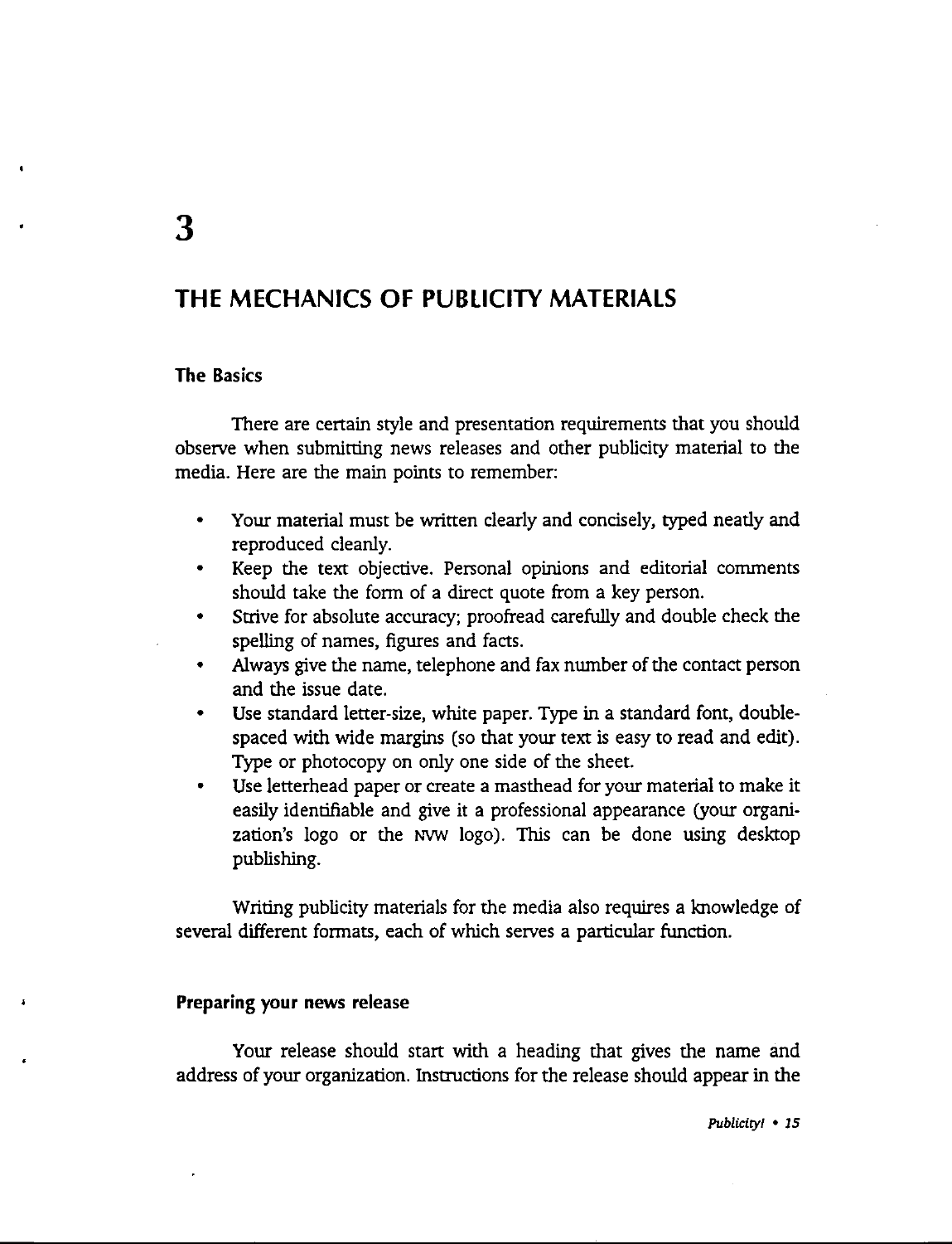3

# THE MECHANICS OF PUBLICITY MATERIALS

## The Basics

There are certain style and presentation requirements that you should observe when submitting news releases and other publicity material to the media. Here are the main points to remember:

- Your material must be written clearly and concisely, typed neatly and reproduced cleanly.
- Keep the text objective. Personal opinions and editorial comments should take the form of a direct quote from a key person.
- Strive for absolute accuracy; proofread carefully and double check the spelling of names, figures and facts.
- Always give the name, telephone and fax number of the contact person and the issue date.
- Use standard letter-size, white paper. Type in a standard font, double-spaced with wide margins (so that your text is easy to read and edit). Type or photocopy on only one side of the sheet.
- Use letterhead paper or create a masthead for your material to make it easily identifiable and give it a professional appearance (your organization's logo or the NVW logo). This can be done using desktop publishing.

Writing publicity materials for the media also requires a knowledge of several different formats, each of which serves a particular function.

## Preparing your news release

Your release should start with a heading that gives the name and address of your organization. Instructions for the release should appear in the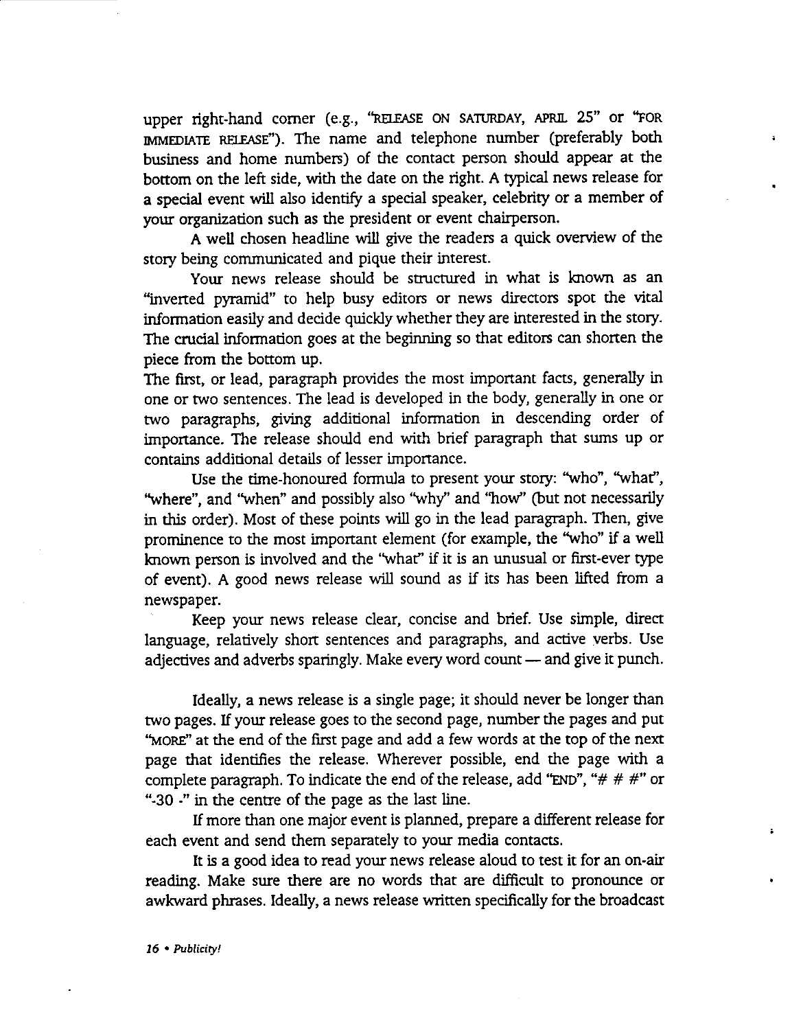upper right-hand corner (e.g., "RELEASE ON SATURDAY, APRIL 25" or "FOR IMMEDIATE RELEASE"). The name and telephone number (preferably both business and home numbers) of the contact person should appear at the bottom on the left side, with the date on the right. A typical news release for a special event will also identify a special speaker, celebrity or a member of your organization such as the president or event chairperson.

A well chosen headline will give the readers a quick overview of the story being communicated and pique their interest.

Your news release should be structured in what is known as an "inverted pyramid" to help busy editors or news directors spot the vital information easily and decide quickly whether they are interested in the story. The crucial information goes at the beginning so that editors can shorten the piece from the bottom up.

The first, or lead, paragraph provides the most important facts, generally in one or two sentences. The lead is developed in the body, generally in one or two paragraphs, giving additional information in descending order of importance. The release should end with brief paragraph that sums up or contains additional details of lesser importance.

Use the time-honoured formula to present your story: "who", "what", "where", and "when" and possibly also "why" and "how" (but not necessarily in this order). Most of these points will go in the lead paragraph. Then, give prominence to the most important element (for example, the "who" if a well known person is involved and the "what" if it is an unusual or first-ever type of event). A good news release will sound as if its has been lifted from a newspaper.

Keep your news release clear, concise and brief. Use simple, direct language, relatively short sentences and paragraphs, and active verbs. Use adjectives and adverbs sparingly. Make every word count — and give it punch.

Ideally, a news release is a single page; it should never be longer than two pages. If your release goes to the second page, number the pages and put "MORE" at the end of the first page and add a few words at the top of the next page that identifies the release. Wherever possible, end the page with a complete paragraph. To indicate the end of the release, add "END", "# # #" or "-30 -" in the centre of the page as the last line.

If more than one major event is planned, prepare a different release for each event and send them separately to your media contacts.

It is a good idea to read your news release aloud to test it for an on-air reading. Make sure there are no words that are difficult to pronounce or awkward phrases. Ideally, a news release written specifically for the broadcast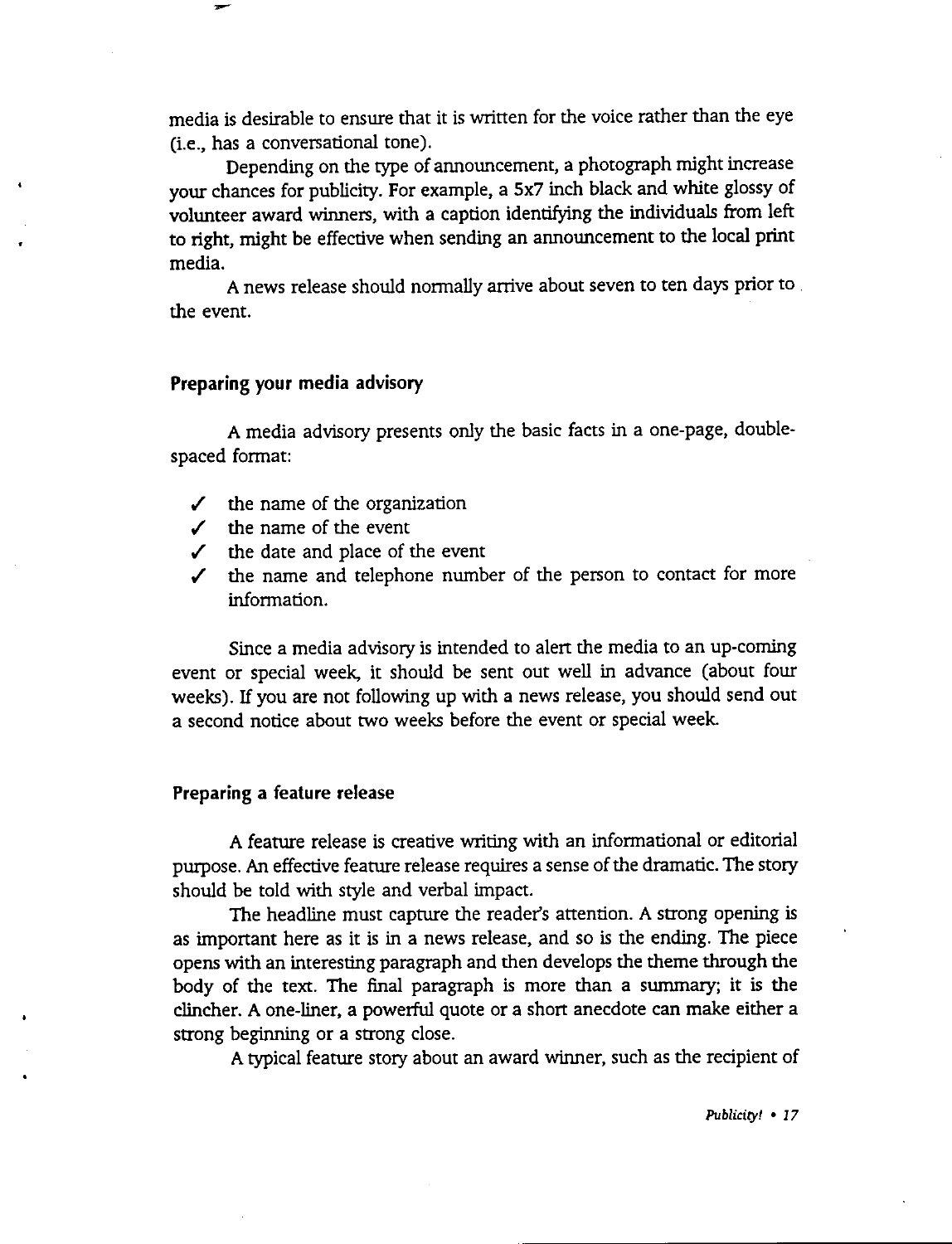media is desirable to ensure that it is written for the voice rather than the eye (i.e., has a conversational tone).

Depending on the type of announcement, a photograph might increase your chances for publicity. For example, a 5x7 inch black and white glossy of volunteer award winners, with a caption identifying the individuals from left to right, might be effective when sending an announcement to the local print media.

A news release should normally arrive about seven to ten days prior to the event.

### Preparing your media advisory

A media advisory presents only the basic facts in a one-page, double-spaced format:

- ✓ the name of the organization
- ✓ the name of the event
- ✓ the date and place of the event
- ✓ the name and telephone number of the person to contact for more information.

Since a media advisory is intended to alert the media to an up-coming event or special week, it should be sent out well in advance (about four weeks). If you are not following up with a news release, you should send out a second notice about two weeks before the event or special week.

### Preparing a feature release

A feature release is creative writing with an informational or editorial purpose. An effective feature release requires a sense of the dramatic. The story should be told with style and verbal impact.

The headline must capture the reader's attention. A strong opening is as important here as it is in a news release, and so is the ending. The piece opens with an interesting paragraph and then develops the theme through the body of the text. The final paragraph is more than a summary; it is the clincher. A one-liner, a powerful quote or a short anecdote can make either a strong beginning or a strong close.

A typical feature story about an award winner, such as the recipient of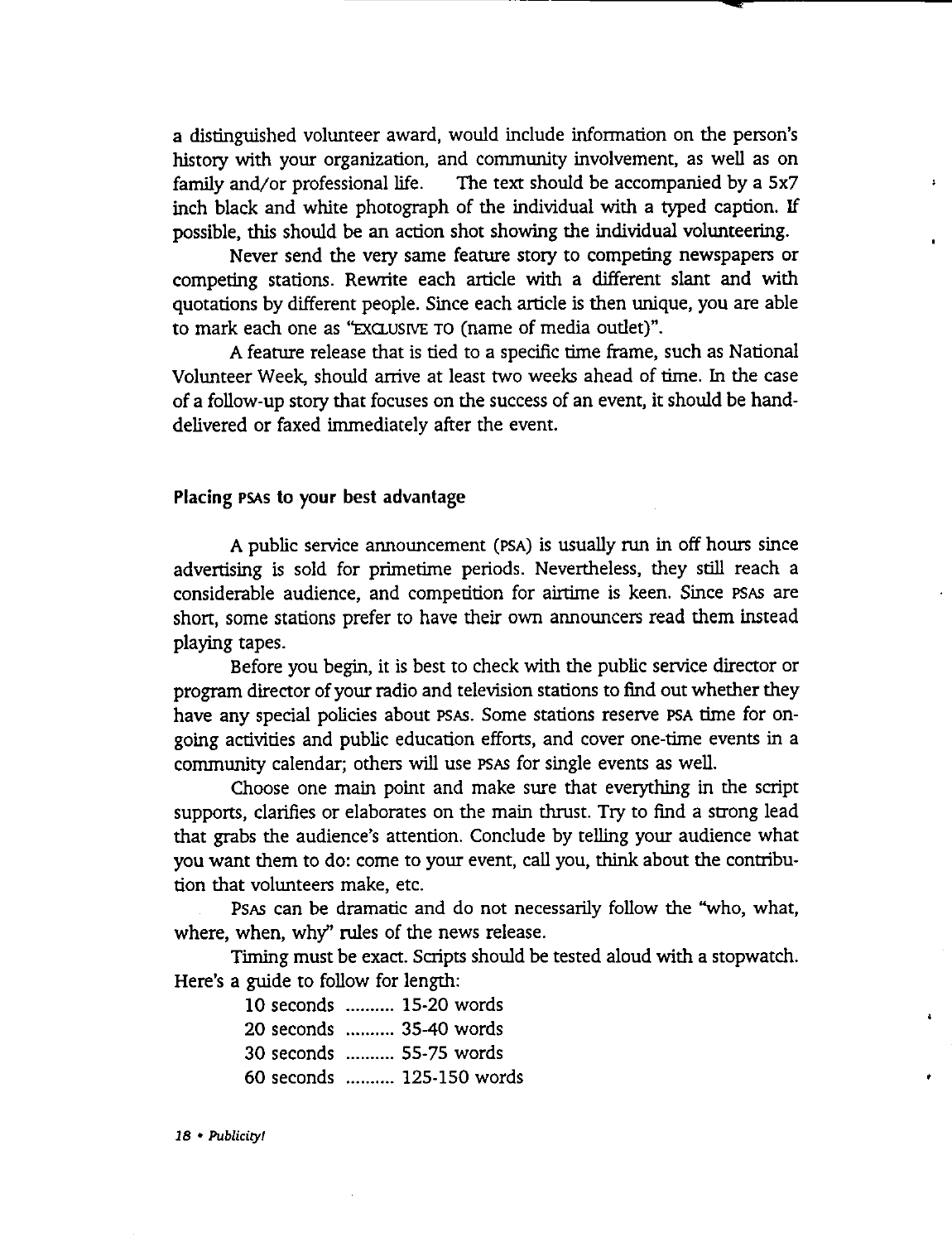a distinguished volunteer award, would include information on the person's history with your organization, and community involvement, as well as on family and/or professional life. The text should be accompanied by a 5x7 inch black and white photograph of the individual with a typed caption. If possible, this should be an action shot showing the individual volunteering.

Never send the very same feature story to competing newspapers or competing stations. Rewrite each article with a different slant and with quotations by different people. Since each article is then unique, you are able to mark each one as "EXCLUSIVE TO (name of media outlet)".

A feature release that is tied to a specific time frame, such as National Volunteer Week, should arrive at least two weeks ahead of time. In the case of a follow-up story that focuses on the success of an event, it should be hand-delivered or faxed immediately after the event.

### Placing PSAs to your best advantage

A public service announcement (PSA) is usually run in off hours since advertising is sold for primetime periods. Nevertheless, they still reach a considerable audience, and competition for airtime is keen. Since PSAs are short, some stations prefer to have their own announcers read them instead playing tapes.

Before you begin, it is best to check with the public service director or program director of your radio and television stations to find out whether they have any special policies about PSAs. Some stations reserve PSA time for on-going activities and public education efforts, and cover one-time events in a community calendar; others will use PSAs for single events as well.

Choose one main point and make sure that everything in the script supports, clarifies or elaborates on the main thrust. Try to find a strong lead that grabs the audience's attention. Conclude by telling your audience what you want them to do: come to your event, call you, think about the contribution that volunteers make, etc.

PSAs can be dramatic and do not necessarily follow the "who, what, where, when, why" rules of the news release.

Timing must be exact. Scripts should be tested aloud with a stopwatch. Here's a guide to follow for length:

10 seconds .......... 15-20 words
20 seconds .......... 35-40 words
30 seconds .......... 55-75 words
60 seconds .......... 125-150 words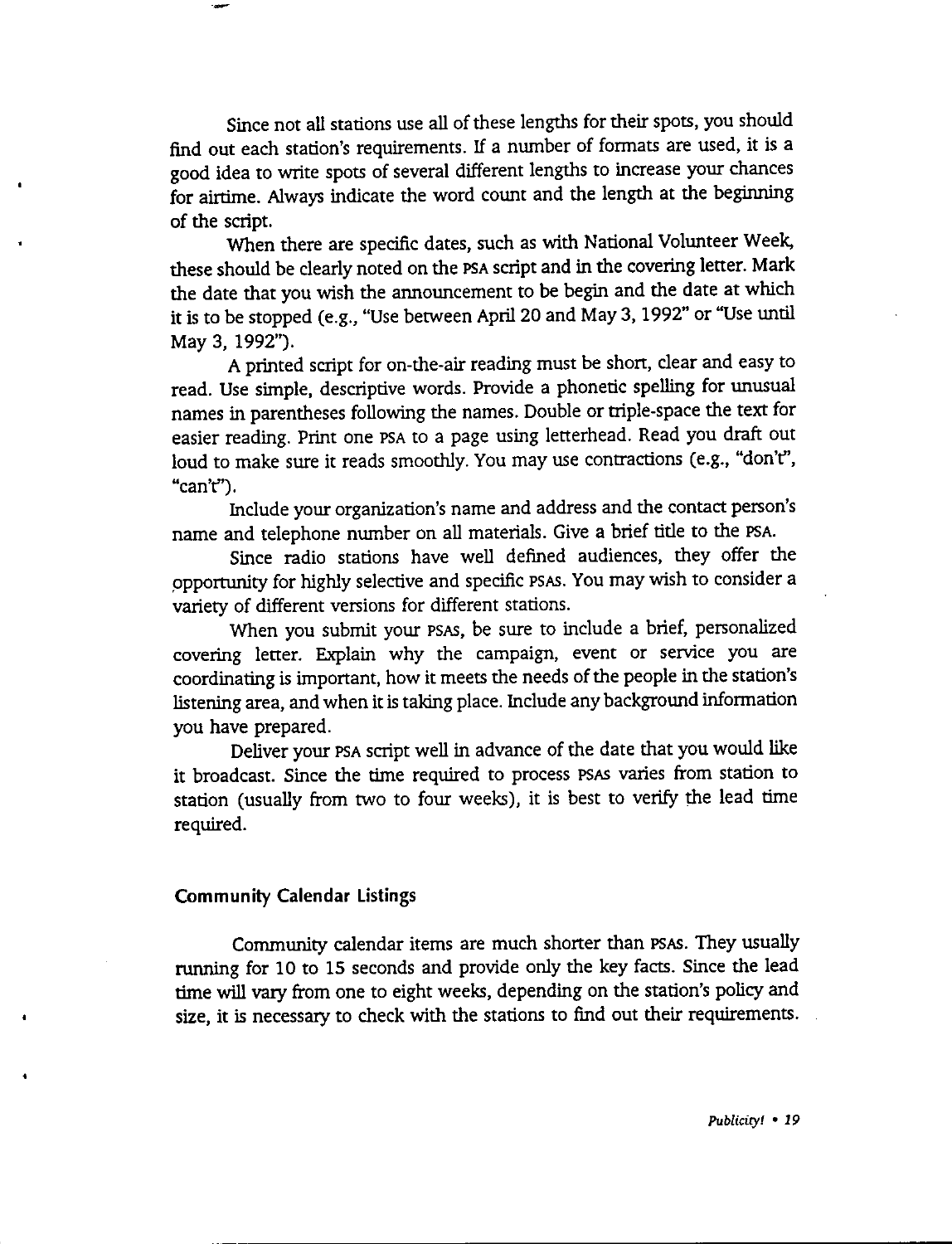Since not all stations use all of these lengths for their spots, you should find out each station's requirements. If a number of formats are used, it is a good idea to write spots of several different lengths to increase your chances for airtime. Always indicate the word count and the length at the beginning of the script.

When there are specific dates, such as with National Volunteer Week, these should be clearly noted on the PSA script and in the covering letter. Mark the date that you wish the announcement to be begin and the date at which it is to be stopped (e.g., "Use between April 20 and May 3, 1992" or "Use until May 3, 1992").

A printed script for on-the-air reading must be short, clear and easy to read. Use simple, descriptive words. Provide a phonetic spelling for unusual names in parentheses following the names. Double or triple-space the text for easier reading. Print one PSA to a page using letterhead. Read you draft out loud to make sure it reads smoothly. You may use contractions (e.g., "don't", "can't").

Include your organization's name and address and the contact person's name and telephone number on all materials. Give a brief title to the PSA.

Since radio stations have well defined audiences, they offer the opportunity for highly selective and specific PSAs. You may wish to consider a variety of different versions for different stations.

When you submit your PSAs, be sure to include a brief, personalized covering letter. Explain why the campaign, event or service you are coordinating is important, how it meets the needs of the people in the station's listening area, and when it is taking place. Include any background information you have prepared.

Deliver your PSA script well in advance of the date that you would like it broadcast. Since the time required to process PSAs varies from station to station (usually from two to four weeks), it is best to verify the lead time required.

### Community Calendar Listings

Community calendar items are much shorter than PSAs. They usually running for 10 to 15 seconds and provide only the key facts. Since the lead time will vary from one to eight weeks, depending on the station's policy and size, it is necessary to check with the stations to find out their requirements.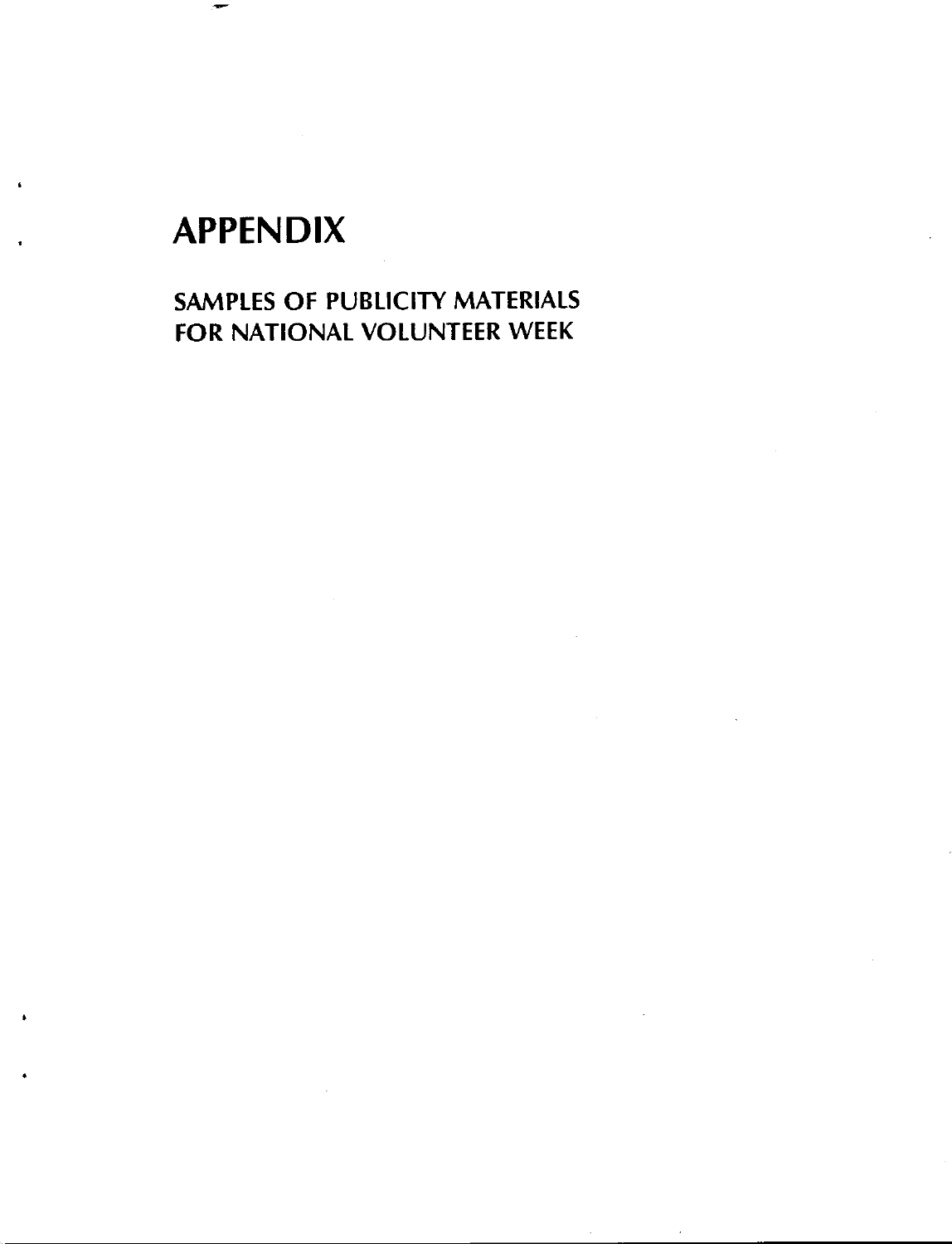# APPENDIX

## SAMPLES OF PUBLICITY MATERIALS FOR NATIONAL VOLUNTEER WEEK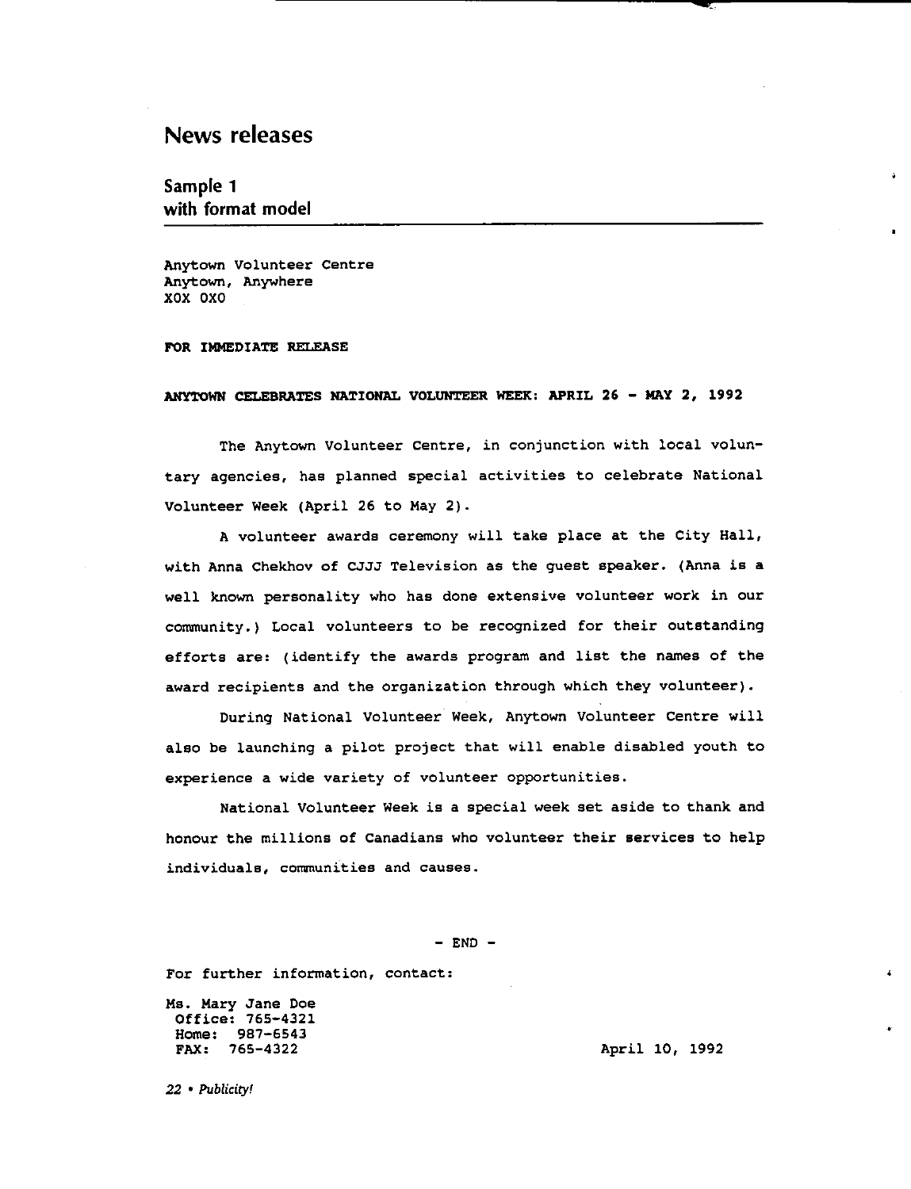# News releases

## Sample 1 with format model

Anytown Volunteer Centre
Anytown, Anywhere
XOX OXO

**FOR IMMEDIATE RELEASE**

**ANYTOWN CELEBRATES NATIONAL VOLUNTEER WEEK: APRIL 26 - MAY 2, 1992**

The Anytown Volunteer Centre, in conjunction with local voluntary agencies, has planned special activities to celebrate National Volunteer Week (April 26 to May 2).

A volunteer awards ceremony will take place at the City Hall, with Anna Chekhov of CJJJ Television as the guest speaker. (Anna is a well known personality who has done extensive volunteer work in our community.) Local volunteers to be recognized for their outstanding efforts are: (identify the awards program and list the names of the award recipients and the organization through which they volunteer).

During National Volunteer Week, Anytown Volunteer Centre will also be launching a pilot project that will enable disabled youth to experience a wide variety of volunteer opportunities.

National Volunteer Week is a special week set aside to thank and honour the millions of Canadians who volunteer their services to help individuals, communities and causes.

\- END -

For further information, contact:

Ms. Mary Jane Doe
Office: 765-4321
Home: 987-6543
FAX: 765-4322

April 10, 1992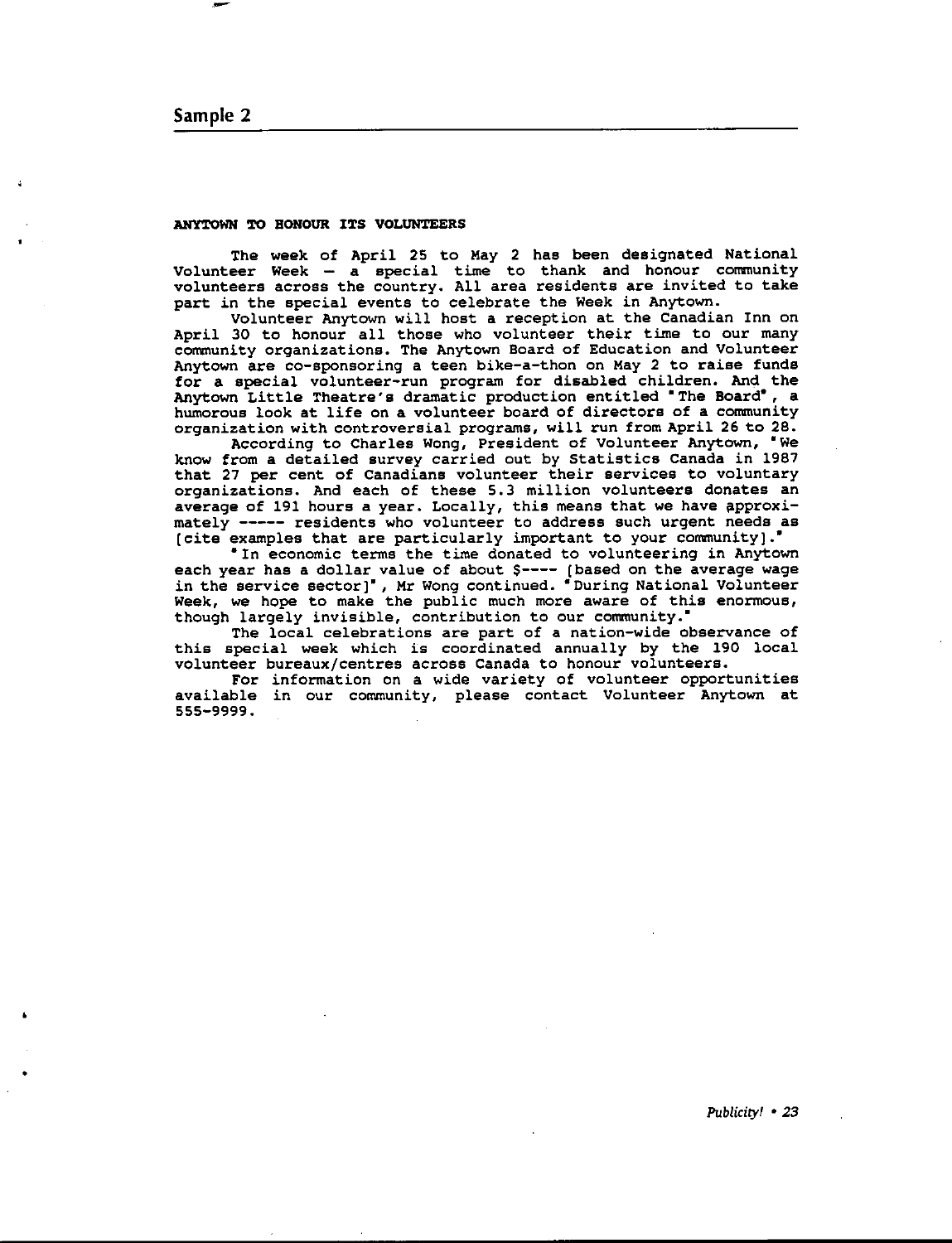## Sample 2

**ANYTOWN TO HONOUR ITS VOLUNTEERS**

The week of April 25 to May 2 has been designated National Volunteer Week — a special time to thank and honour community volunteers across the country. All area residents are invited to take part in the special events to celebrate the Week in Anytown.

Volunteer Anytown will host a reception at the Canadian Inn on April 30 to honour all those who volunteer their time to our many community organizations. The Anytown Board of Education and Volunteer Anytown are co-sponsoring a teen bike-a-thon on May 2 to raise funds for a special volunteer-run program for disabled children. And the Anytown Little Theatre's dramatic production entitled "The Board", a humorous look at life on a volunteer board of directors of a community organization with controversial programs, will run from April 26 to 28.

According to Charles Wong, President of Volunteer Anytown, "We know from a detailed survey carried out by Statistics Canada in 1987 that 27 per cent of Canadians volunteer their services to voluntary organizations. And each of these 5.3 million volunteers donates an average of 191 hours a year. Locally, this means that we have approximately ----- residents who volunteer to address such urgent needs as [cite examples that are particularly important to your community]."

"In economic terms the time donated to volunteering in Anytown each year has a dollar value of about $---- [based on the average wage in the service sector]", Mr Wong continued. "During National Volunteer Week, we hope to make the public much more aware of this enormous, though largely invisible, contribution to our community."

The local celebrations are part of a nation-wide observance of this special week which is coordinated annually by the 190 local volunteer bureaux/centres across Canada to honour volunteers.

For information on a wide variety of volunteer opportunities available in our community, please contact Volunteer Anytown at 555-9999.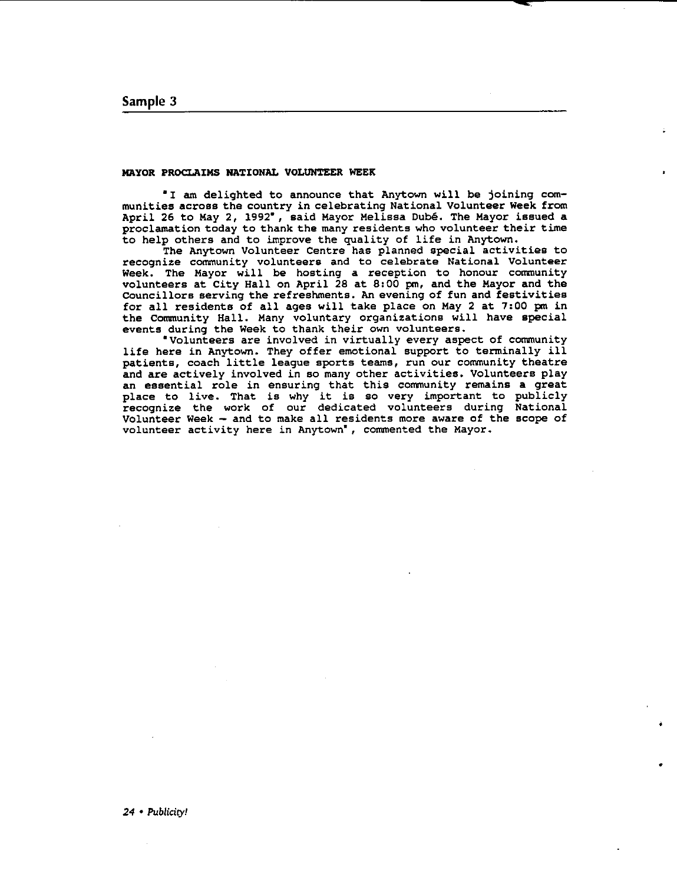## Sample 3

**MAYOR PROCLAIMS NATIONAL VOLUNTEER WEEK**

"I am delighted to announce that Anytown will be joining communities across the country in celebrating National Volunteer Week from April 26 to May 2, 1992", said Mayor Melissa Dubé. The Mayor issued a proclamation today to thank the many residents who volunteer their time to help others and to improve the quality of life in Anytown.

The Anytown Volunteer Centre has planned special activities to recognize community volunteers and to celebrate National Volunteer Week. The Mayor will be hosting a reception to honour community volunteers at City Hall on April 28 at 8:00 pm, and the Mayor and the Councillors serving the refreshments. An evening of fun and festivities for all residents of all ages will take place on May 2 at 7:00 pm in the Community Hall. Many voluntary organizations will have special events during the Week to thank their own volunteers.

"Volunteers are involved in virtually every aspect of community life here in Anytown. They offer emotional support to terminally ill patients, coach little league sports teams, run our community theatre and are actively involved in so many other activities. Volunteers play an essential role in ensuring that this community remains a great place to live. That is why it is so very important to publicly recognize the work of our dedicated volunteers during National Volunteer Week – and to make all residents more aware of the scope of volunteer activity here in Anytown", commented the Mayor.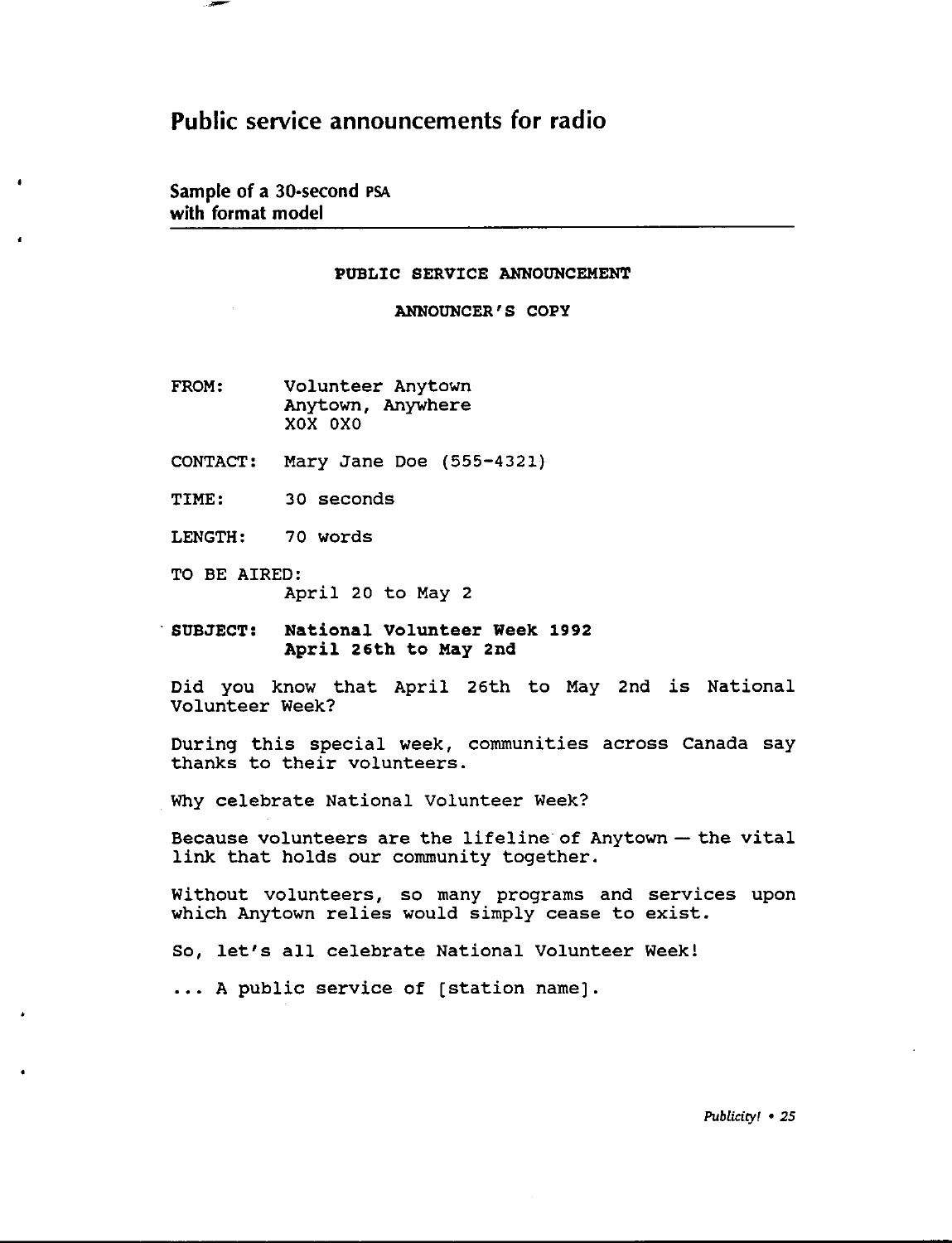# Public service announcements for radio

## Sample of a 30-second PSA with format model

---

**PUBLIC SERVICE ANNOUNCEMENT**

**ANNOUNCER'S COPY**

FROM: Volunteer Anytown
Anytown, Anywhere
X0X 0X0

CONTACT: Mary Jane Doe (555-4321)

TIME: 30 seconds

LENGTH: 70 words

TO BE AIRED:
April 20 to May 2

**SUBJECT: National Volunteer Week 1992**
**April 26th to May 2nd**

Did you know that April 26th to May 2nd is National Volunteer Week?

During this special week, communities across Canada say thanks to their volunteers.

Why celebrate National Volunteer Week?

Because volunteers are the lifeline of Anytown — the vital link that holds our community together.

Without volunteers, so many programs and services upon which Anytown relies would simply cease to exist.

So, let's all celebrate National Volunteer Week!

... A public service of [station name].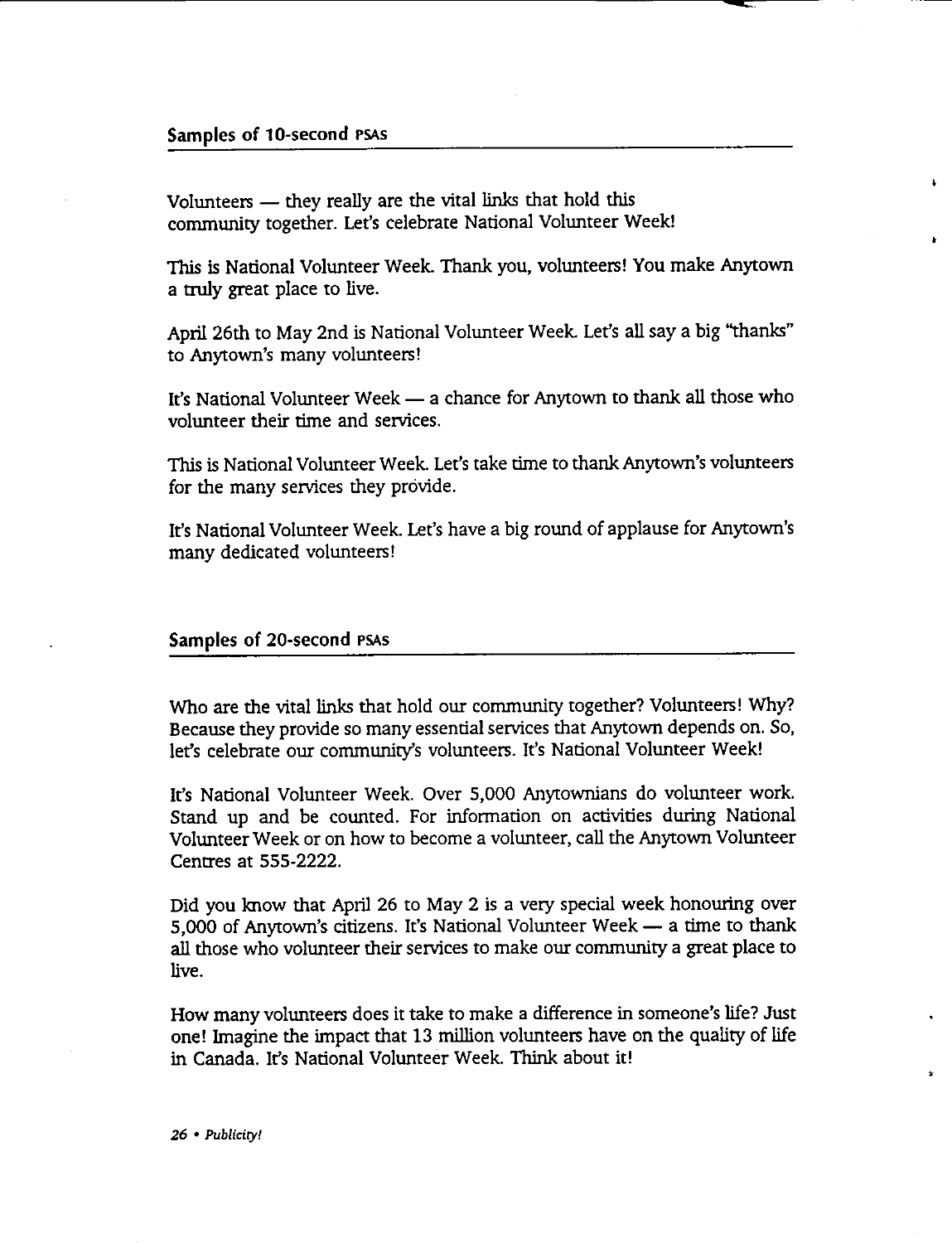## Samples of 10-second PSAs

Volunteers — they really are the vital links that hold this community together. Let's celebrate National Volunteer Week!

This is National Volunteer Week. Thank you, volunteers! You make Anytown a truly great place to live.

April 26th to May 2nd is National Volunteer Week. Let's all say a big "thanks" to Anytown's many volunteers!

It's National Volunteer Week — a chance for Anytown to thank all those who volunteer their time and services.

This is National Volunteer Week. Let's take time to thank Anytown's volunteers for the many services they provide.

It's National Volunteer Week. Let's have a big round of applause for Anytown's many dedicated volunteers!

## Samples of 20-second PSAs

Who are the vital links that hold our community together? Volunteers! Why? Because they provide so many essential services that Anytown depends on. So, let's celebrate our community's volunteers. It's National Volunteer Week!

It's National Volunteer Week. Over 5,000 Anytownians do volunteer work. Stand up and be counted. For information on activities during National Volunteer Week or on how to become a volunteer, call the Anytown Volunteer Centres at 555-2222.

Did you know that April 26 to May 2 is a very special week honouring over 5,000 of Anytown's citizens. It's National Volunteer Week — a time to thank all those who volunteer their services to make our community a great place to live.

How many volunteers does it take to make a difference in someone's life? Just one! Imagine the impact that 13 million volunteers have on the quality of life in Canada. It's National Volunteer Week. Think about it!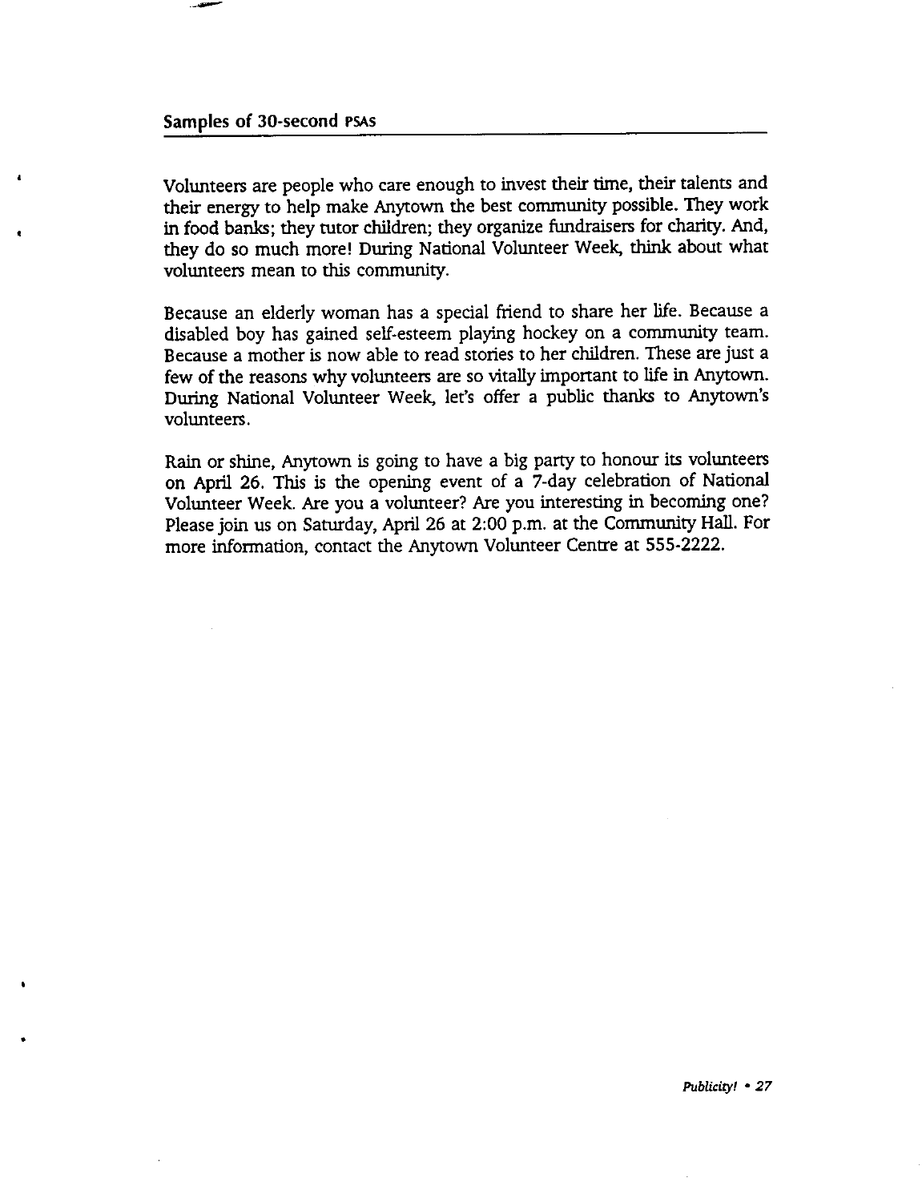## Samples of 30-second PSAS

Volunteers are people who care enough to invest their time, their talents and their energy to help make Anytown the best community possible. They work in food banks; they tutor children; they organize fundraisers for charity. And, they do so much more! During National Volunteer Week, think about what volunteers mean to this community.

Because an elderly woman has a special friend to share her life. Because a disabled boy has gained self-esteem playing hockey on a community team. Because a mother is now able to read stories to her children. These are just a few of the reasons why volunteers are so vitally important to life in Anytown. During National Volunteer Week, let's offer a public thanks to Anytown's volunteers.

Rain or shine, Anytown is going to have a big party to honour its volunteers on April 26. This is the opening event of a 7-day celebration of National Volunteer Week. Are you a volunteer? Are you interesting in becoming one? Please join us on Saturday, April 26 at 2:00 p.m. at the Community Hall. For more information, contact the Anytown Volunteer Centre at 555-2222.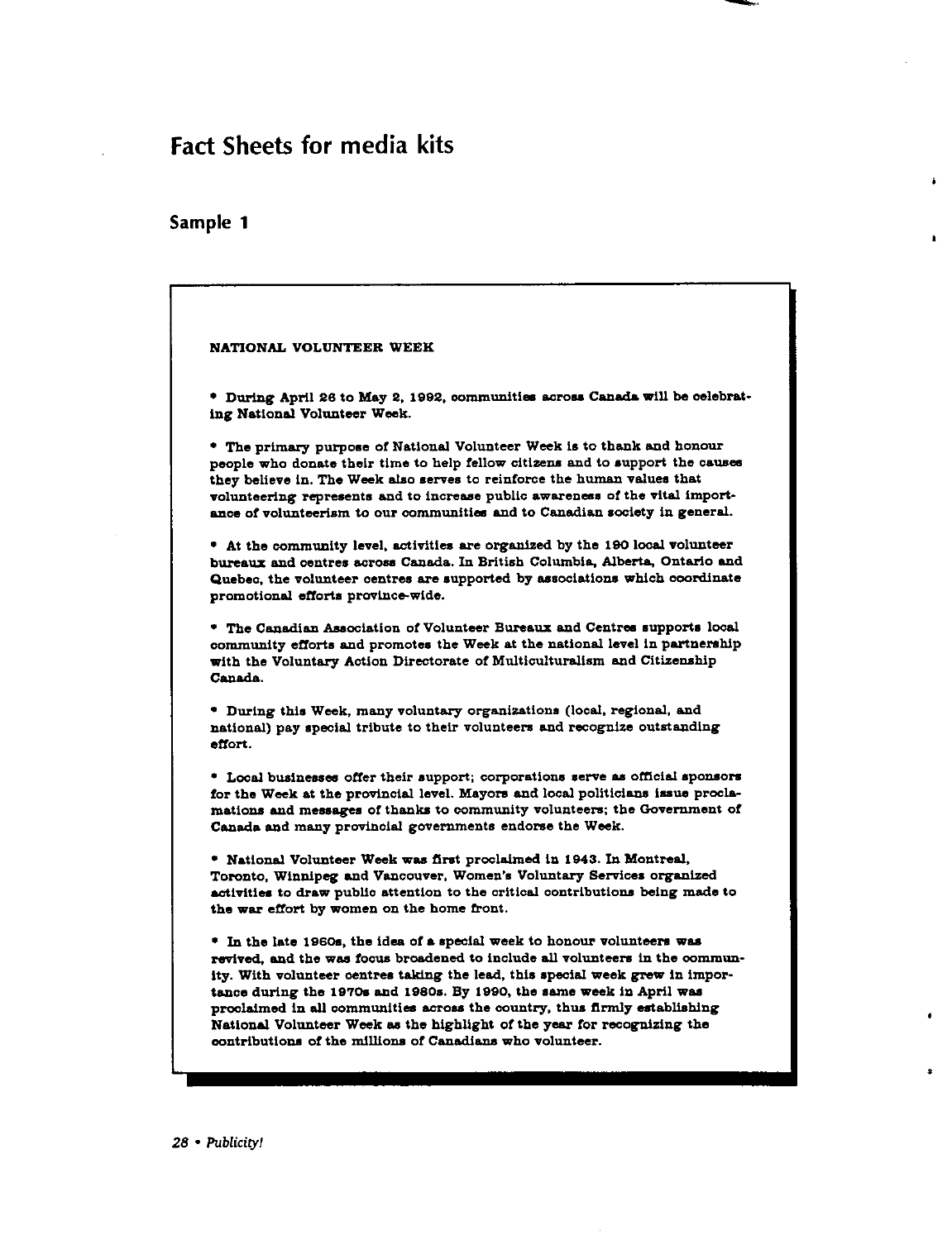# Fact Sheets for media kits

## Sample 1

**NATIONAL VOLUNTEER WEEK**

- During April 26 to May 2, 1992, communities across Canada will be celebrating National Volunteer Week.

- The primary purpose of National Volunteer Week is to thank and honour people who donate their time to help fellow citizens and to support the causes they believe in. The Week also serves to reinforce the human values that volunteering represents and to increase public awareness of the vital importance of volunteerism to our communities and to Canadian society in general.

- At the community level, activities are organized by the 190 local volunteer bureaux and centres across Canada. In British Columbia, Alberta, Ontario and Quebec, the volunteer centres are supported by associations which coordinate promotional efforts province-wide.

- The Canadian Association of Volunteer Bureaux and Centres supports local community efforts and promotes the Week at the national level in partnership with the Voluntary Action Directorate of Multiculturalism and Citizenship Canada.

- During this Week, many voluntary organizations (local, regional, and national) pay special tribute to their volunteers and recognize outstanding effort.

- Local businesses offer their support; corporations serve as official sponsors for the Week at the provincial level. Mayors and local politicians issue proclamations and messages of thanks to community volunteers; the Government of Canada and many provincial governments endorse the Week.

- National Volunteer Week was first proclaimed in 1943. In Montreal, Toronto, Winnipeg and Vancouver, Women's Voluntary Services organized activities to draw public attention to the critical contributions being made to the war effort by women on the home front.

- In the late 1960s, the idea of a special week to honour volunteers was revived, and the was focus broadened to include all volunteers in the community. With volunteer centres taking the lead, this special week grew in importance during the 1970s and 1980s. By 1990, the same week in April was proclaimed in all communities across the country, thus firmly establishing National Volunteer Week as the highlight of the year for recognizing the contributions of the millions of Canadians who volunteer.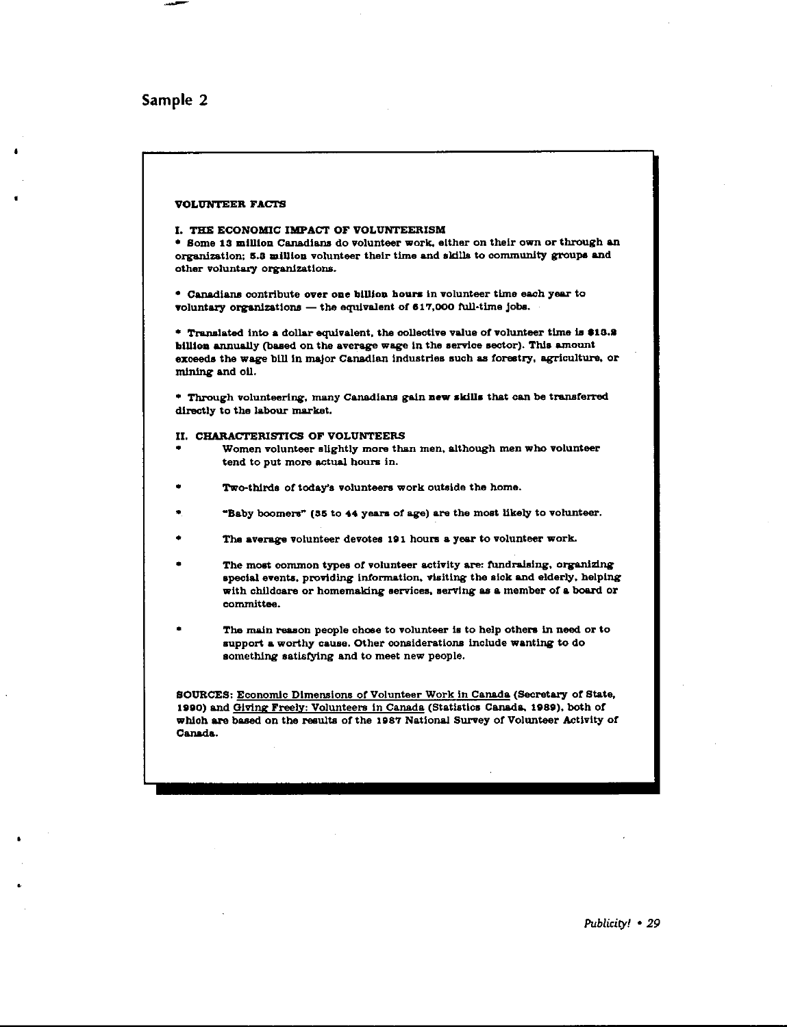## Sample 2

**VOLUNTEER FACTS**

**I. THE ECONOMIC IMPACT OF VOLUNTEERISM**

- **Some 13 million Canadians do volunteer work, either on their own or through an organization; 5.3 million volunteer their time and skills to community groups and other voluntary organizations.**

- **Canadians contribute over one billion hours in volunteer time each year to voluntary organizations — the equivalent of 617,000 full-time jobs.**

- **Translated into a dollar equivalent, the collective value of volunteer time is $13.2 billion annually (based on the average wage in the service sector). This amount exceeds the wage bill in major Canadian industries such as forestry, agriculture, or mining and oil.**

- **Through volunteering, many Canadians gain new skills that can be transferred directly to the labour market.**

**II. CHARACTERISTICS OF VOLUNTEERS**

- **Women volunteer slightly more than men, although men who volunteer tend to put more actual hours in.**

- **Two-thirds of today's volunteers work outside the home.**

- **"Baby boomers" (35 to 44 years of age) are the most likely to volunteer.**

- **The average volunteer devotes 191 hours a year to volunteer work.**

- **The most common types of volunteer activity are: fundraising, organizing special events, providing information, visiting the sick and elderly, helping with childcare or homemaking services, serving as a member of a board or committee.**

- **The main reason people chose to volunteer is to help others in need or to support a worthy cause. Other considerations include wanting to do something satisfying and to meet new people.**

**SOURCES: Economic Dimensions of Volunteer Work in Canada (Secretary of State, 1990) and Giving Freely: Volunteers in Canada (Statistics Canada, 1989), both of which are based on the results of the 1987 National Survey of Volunteer Activity of Canada.**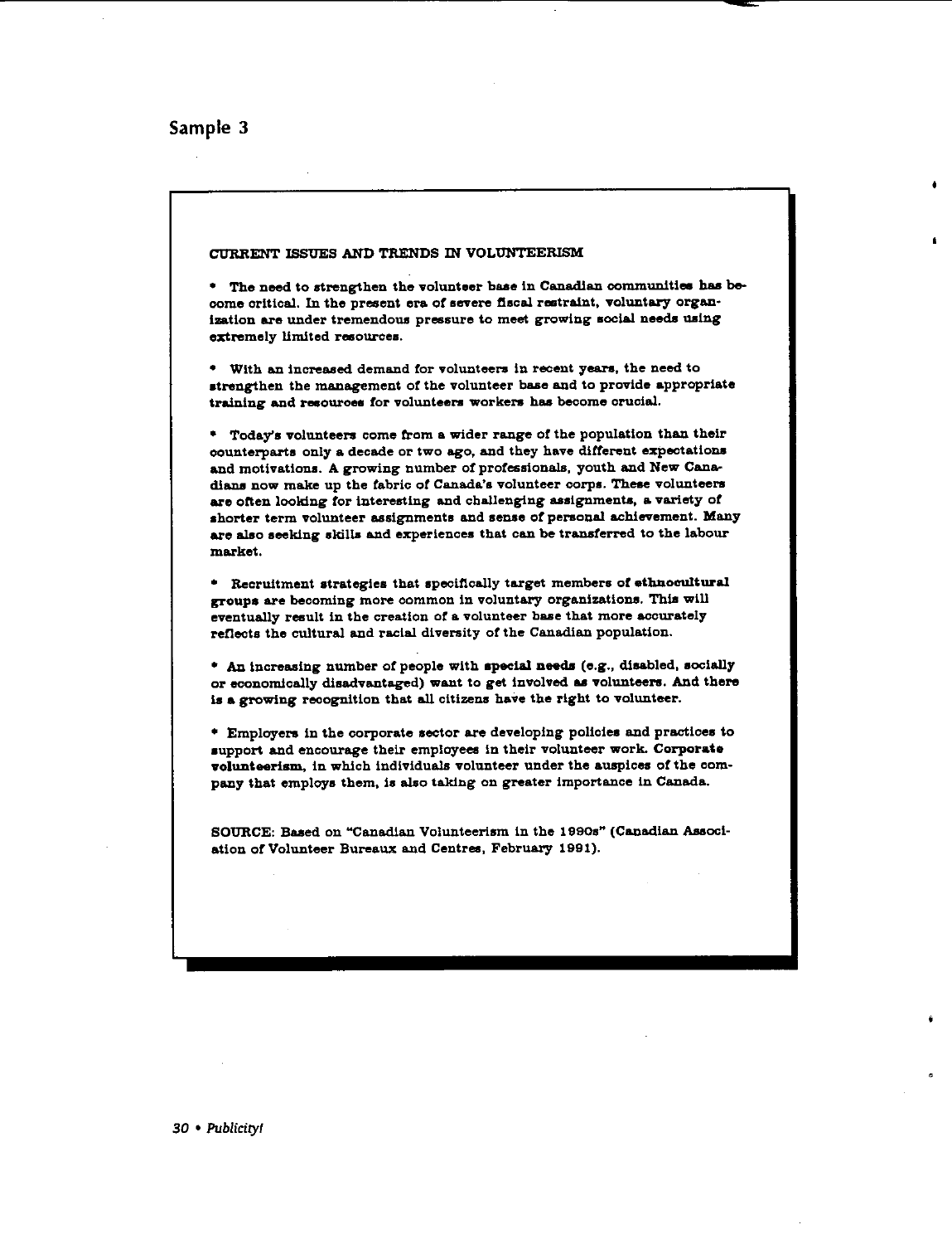## Sample 3

### CURRENT ISSUES AND TRENDS IN VOLUNTEERISM

* The need to strengthen the volunteer base in Canadian communities has become critical. In the present era of severe fiscal restraint, voluntary organization are under tremendous pressure to meet growing social needs using extremely limited resources.

* With an increased demand for volunteers in recent years, the need to strengthen the management of the volunteer base and to provide appropriate training and resources for volunteers workers has become crucial.

* Today's volunteers come from a wider range of the population than their counterparts only a decade or two ago, and they have different expectations and motivations. A growing number of professionals, youth and New Canadians now make up the fabric of Canada's volunteer corps. These volunteers are often looking for interesting and challenging assignments, a variety of shorter term volunteer assignments and sense of personal achievement. Many are also seeking skills and experiences that can be transferred to the labour market.

* Recruitment strategies that specifically target members of ethnocultural groups are becoming more common in voluntary organizations. This will eventually result in the creation of a volunteer base that more accurately reflects the cultural and racial diversity of the Canadian population.

* An increasing number of people with special needs (e.g., disabled, socially or economically disadvantaged) want to get involved as volunteers. And there is a growing recognition that all citizens have the right to volunteer.

* Employers in the corporate sector are developing policies and practices to support and encourage their employees in their volunteer work. Corporate volunteerism, in which individuals volunteer under the auspices of the company that employs them, is also taking on greater importance in Canada.

SOURCE: Based on "Canadian Volunteerism in the 1990s" (Canadian Association of Volunteer Bureaux and Centres, February 1991).